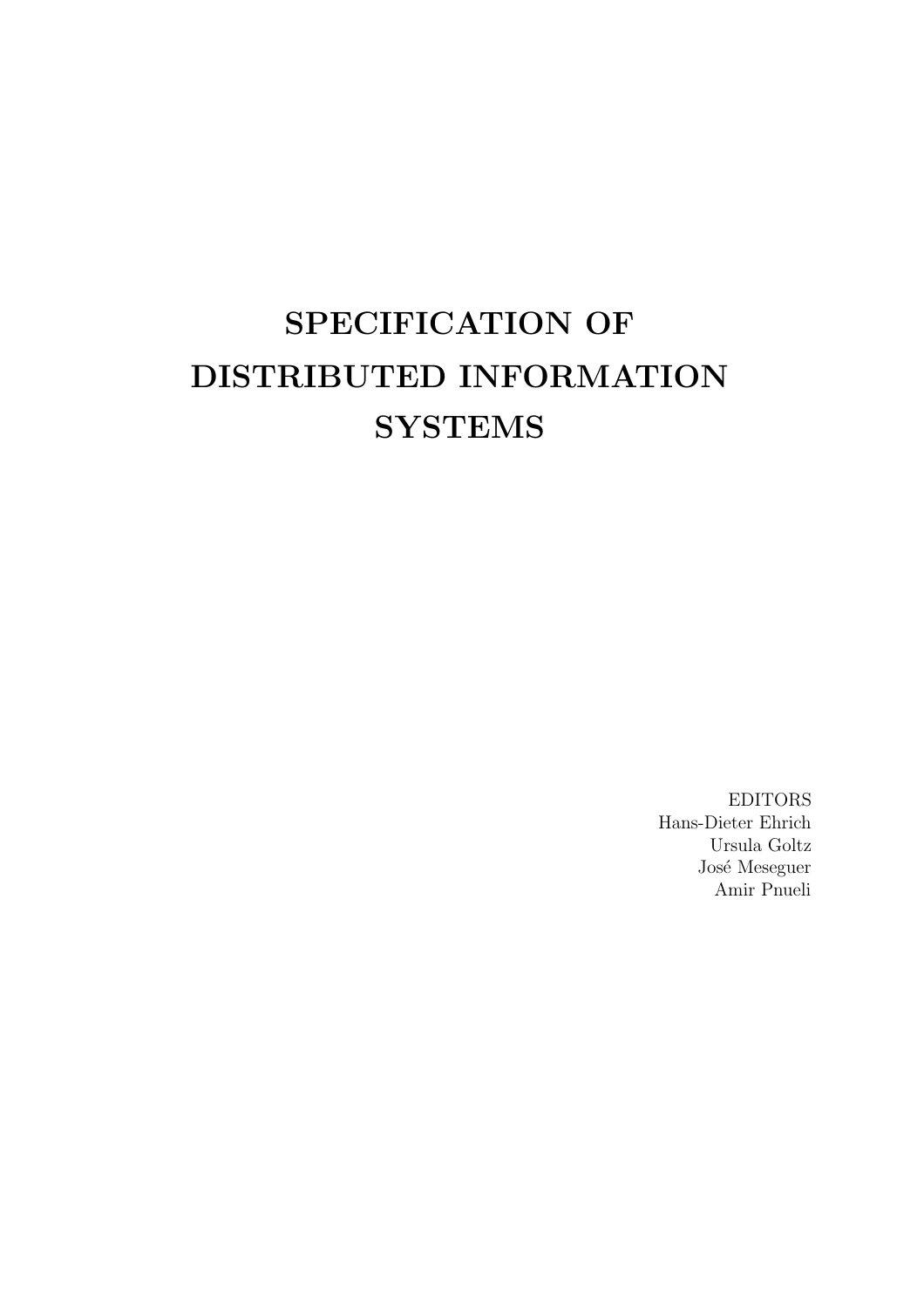# SPECIFICATION OF DISTRIBUTED INFORMATION SYSTEMS

EDITORS
Hans-Dieter Ehrich
Ursula Goltz
José Meseguer
Amir Pnueli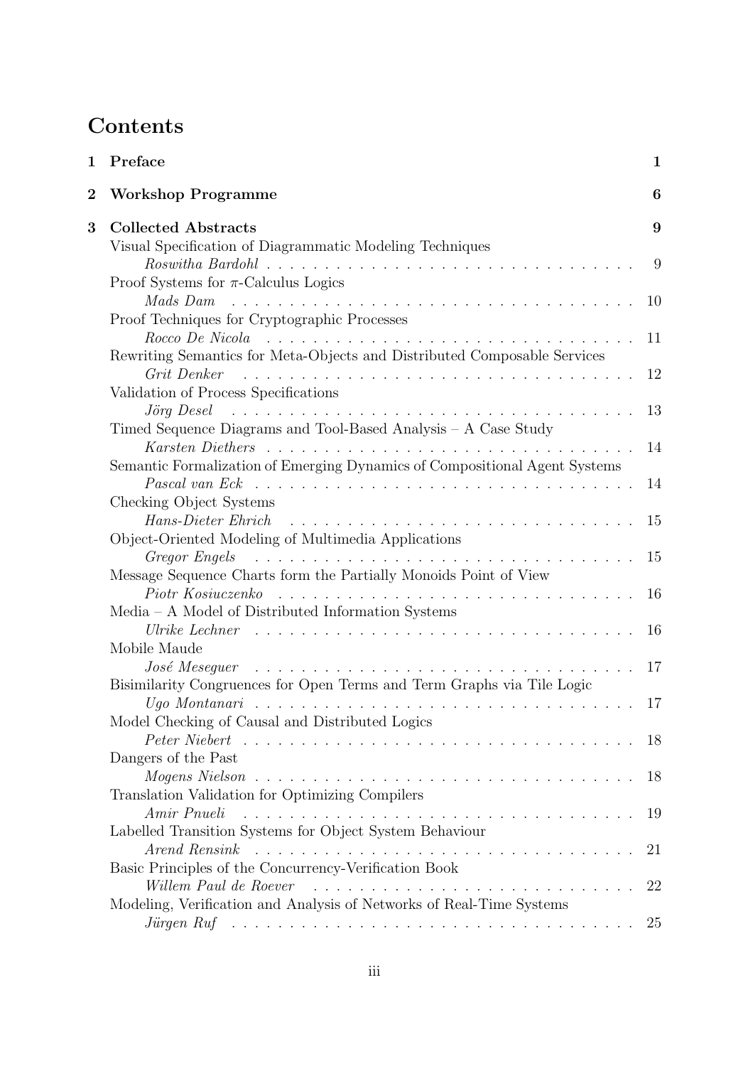# Contents

**1 Preface** **1**

**2 Workshop Programme** **6**

**3 Collected Abstracts** **9**

Visual Specification of Diagrammatic Modeling Techniques
*Roswitha Bardohl* . . . . . . . . . . . . . . . . . . . . . . . . . . . . . . . . 9

Proof Systems for $\pi$-Calculus Logics
*Mads Dam* . . . . . . . . . . . . . . . . . . . . . . . . . . . . . . . . 10

Proof Techniques for Cryptographic Processes
*Rocco De Nicola* . . . . . . . . . . . . . . . . . . . . . . . . . . . . . . . . 11

Rewriting Semantics for Meta-Objects and Distributed Composable Services
*Grit Denker* . . . . . . . . . . . . . . . . . . . . . . . . . . . . . . . . 12

Validation of Process Specifications
*Jörg Desel* . . . . . . . . . . . . . . . . . . . . . . . . . . . . . . . . 13

Timed Sequence Diagrams and Tool-Based Analysis – A Case Study
*Karsten Diethers* . . . . . . . . . . . . . . . . . . . . . . . . . . . . . . . . 14

Semantic Formalization of Emerging Dynamics of Compositional Agent Systems
*Pascal van Eck* . . . . . . . . . . . . . . . . . . . . . . . . . . . . . . . . 14

Checking Object Systems
*Hans-Dieter Ehrich* . . . . . . . . . . . . . . . . . . . . . . . . . . . . . . . . 15

Object-Oriented Modeling of Multimedia Applications
*Gregor Engels* . . . . . . . . . . . . . . . . . . . . . . . . . . . . . . . . 15

Message Sequence Charts form the Partially Monoids Point of View
*Piotr Kosiuczenko* . . . . . . . . . . . . . . . . . . . . . . . . . . . . . . . . 16

Media – A Model of Distributed Information Systems
*Ulrike Lechner* . . . . . . . . . . . . . . . . . . . . . . . . . . . . . . . . 16

Mobile Maude
*José Meseguer* . . . . . . . . . . . . . . . . . . . . . . . . . . . . . . . . 17

Bisimilarity Congruences for Open Terms and Term Graphs via Tile Logic
*Ugo Montanari* . . . . . . . . . . . . . . . . . . . . . . . . . . . . . . . . 17

Model Checking of Causal and Distributed Logics
*Peter Niebert* . . . . . . . . . . . . . . . . . . . . . . . . . . . . . . . . 18

Dangers of the Past
*Mogens Nielson* . . . . . . . . . . . . . . . . . . . . . . . . . . . . . . . . 18

Translation Validation for Optimizing Compilers
*Amir Pnueli* . . . . . . . . . . . . . . . . . . . . . . . . . . . . . . . . 19

Labelled Transition Systems for Object System Behaviour
*Arend Rensink* . . . . . . . . . . . . . . . . . . . . . . . . . . . . . . . . 21

Basic Principles of the Concurrency-Verification Book
*Willem Paul de Roever* . . . . . . . . . . . . . . . . . . . . . . . . . . . . . . . . 22

Modeling, Verification and Analysis of Networks of Real-Time Systems
*Jürgen Ruf* . . . . . . . . . . . . . . . . . . . . . . . . . . . . . . . . 25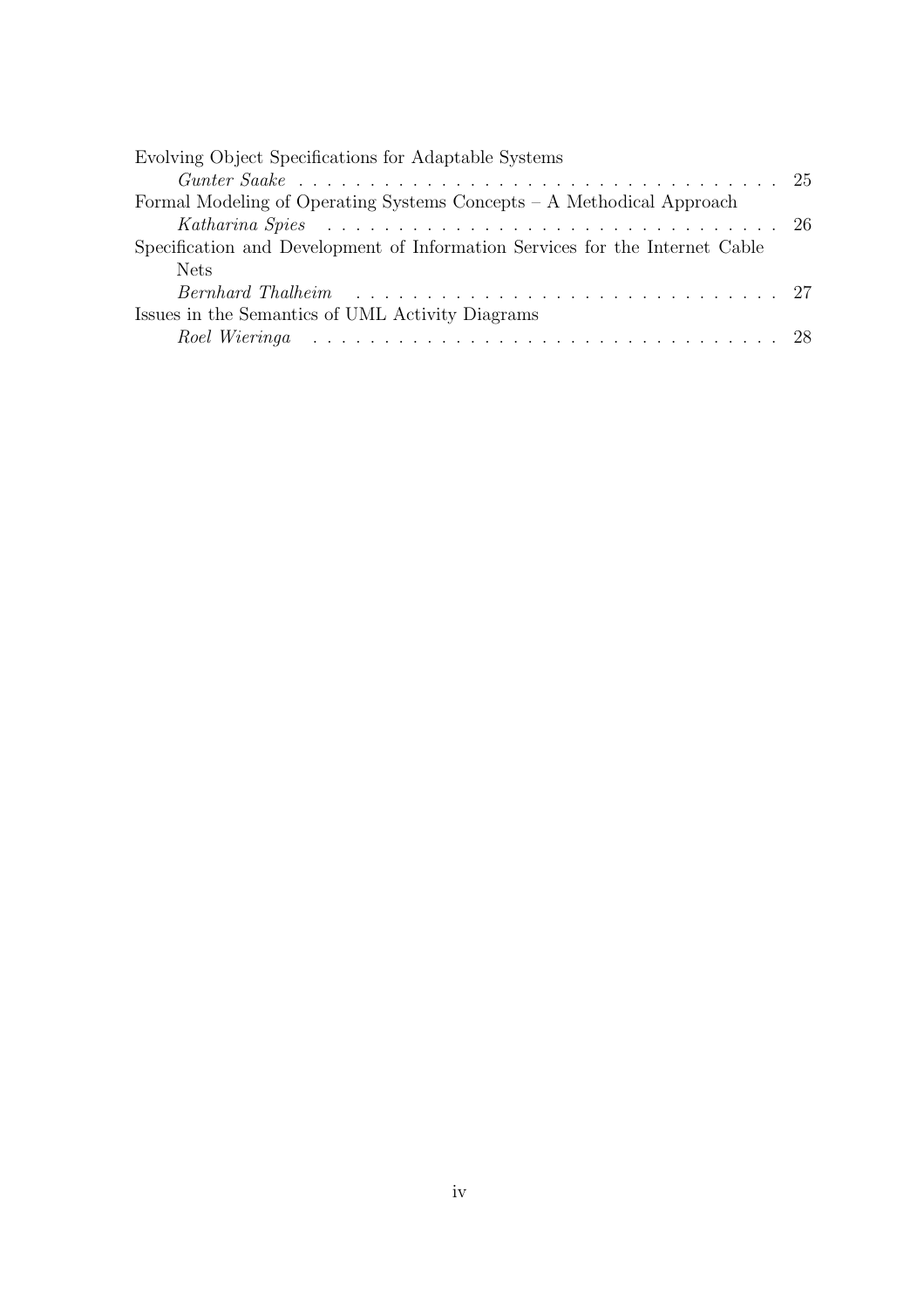Evolving Object Specifications for Adaptable Systems
*Gunter Saake* . . . . . . . . . . . . . . . . . . . . . . . . . . . . . . . . . . 25

Formal Modeling of Operating Systems Concepts – A Methodical Approach
*Katharina Spies* . . . . . . . . . . . . . . . . . . . . . . . . . . . . . . . . 26

Specification and Development of Information Services for the Internet Cable Nets
*Bernhard Thalheim* . . . . . . . . . . . . . . . . . . . . . . . . . . . . . . 27

Issues in the Semantics of UML Activity Diagrams
*Roel Wieringa* . . . . . . . . . . . . . . . . . . . . . . . . . . . . . . . . . 28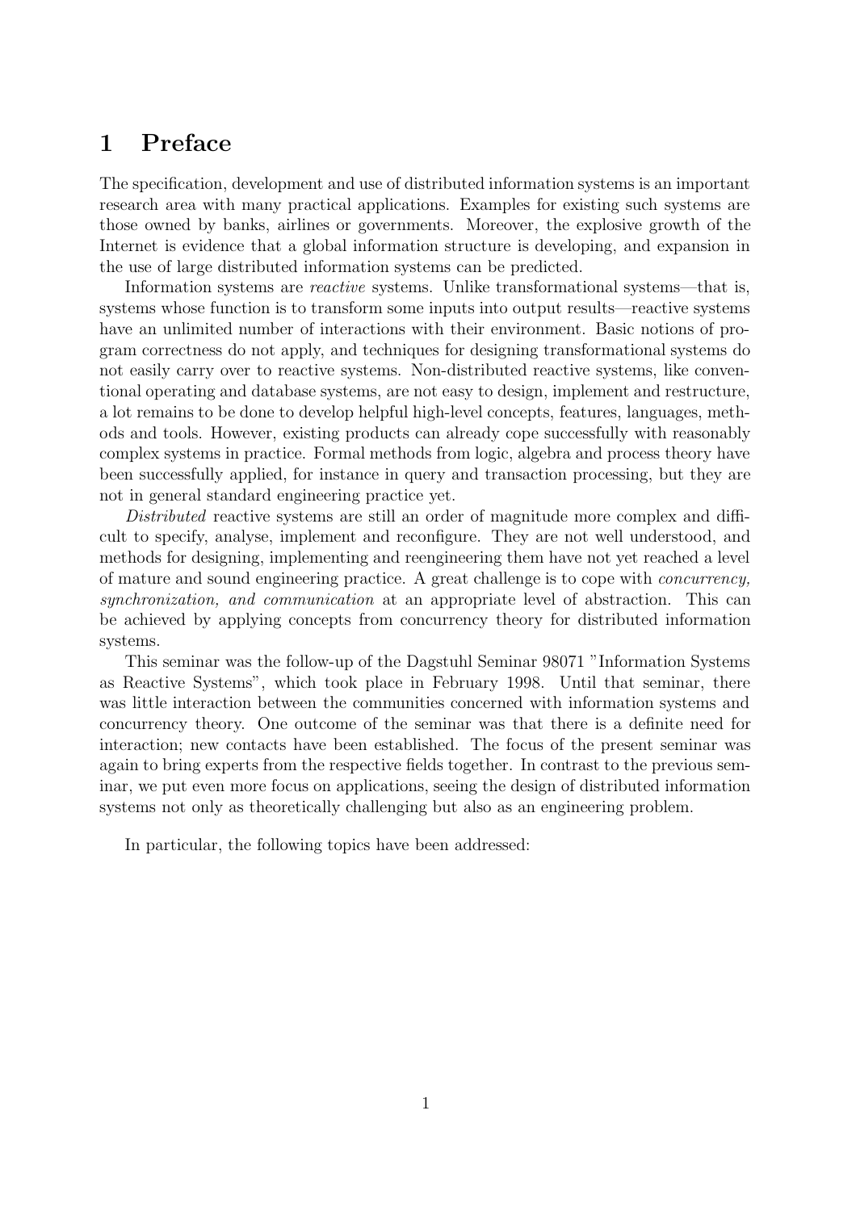# 1 Preface

The specification, development and use of distributed information systems is an important research area with many practical applications. Examples for existing such systems are those owned by banks, airlines or governments. Moreover, the explosive growth of the Internet is evidence that a global information structure is developing, and expansion in the use of large distributed information systems can be predicted.

Information systems are *reactive* systems. Unlike transformational systems—that is, systems whose function is to transform some inputs into output results—reactive systems have an unlimited number of interactions with their environment. Basic notions of program correctness do not apply, and techniques for designing transformational systems do not easily carry over to reactive systems. Non-distributed reactive systems, like conventional operating and database systems, are not easy to design, implement and restructure, a lot remains to be done to develop helpful high-level concepts, features, languages, methods and tools. However, existing products can already cope successfully with reasonably complex systems in practice. Formal methods from logic, algebra and process theory have been successfully applied, for instance in query and transaction processing, but they are not in general standard engineering practice yet.

*Distributed* reactive systems are still an order of magnitude more complex and difficult to specify, analyse, implement and reconfigure. They are not well understood, and methods for designing, implementing and reengineering them have not yet reached a level of mature and sound engineering practice. A great challenge is to cope with *concurrency, synchronization, and communication* at an appropriate level of abstraction. This can be achieved by applying concepts from concurrency theory for distributed information systems.

This seminar was the follow-up of the Dagstuhl Seminar 98071 "Information Systems as Reactive Systems", which took place in February 1998. Until that seminar, there was little interaction between the communities concerned with information systems and concurrency theory. One outcome of the seminar was that there is a definite need for interaction; new contacts have been established. The focus of the present seminar was again to bring experts from the respective fields together. In contrast to the previous seminar, we put even more focus on applications, seeing the design of distributed information systems not only as theoretically challenging but also as an engineering problem.

In particular, the following topics have been addressed: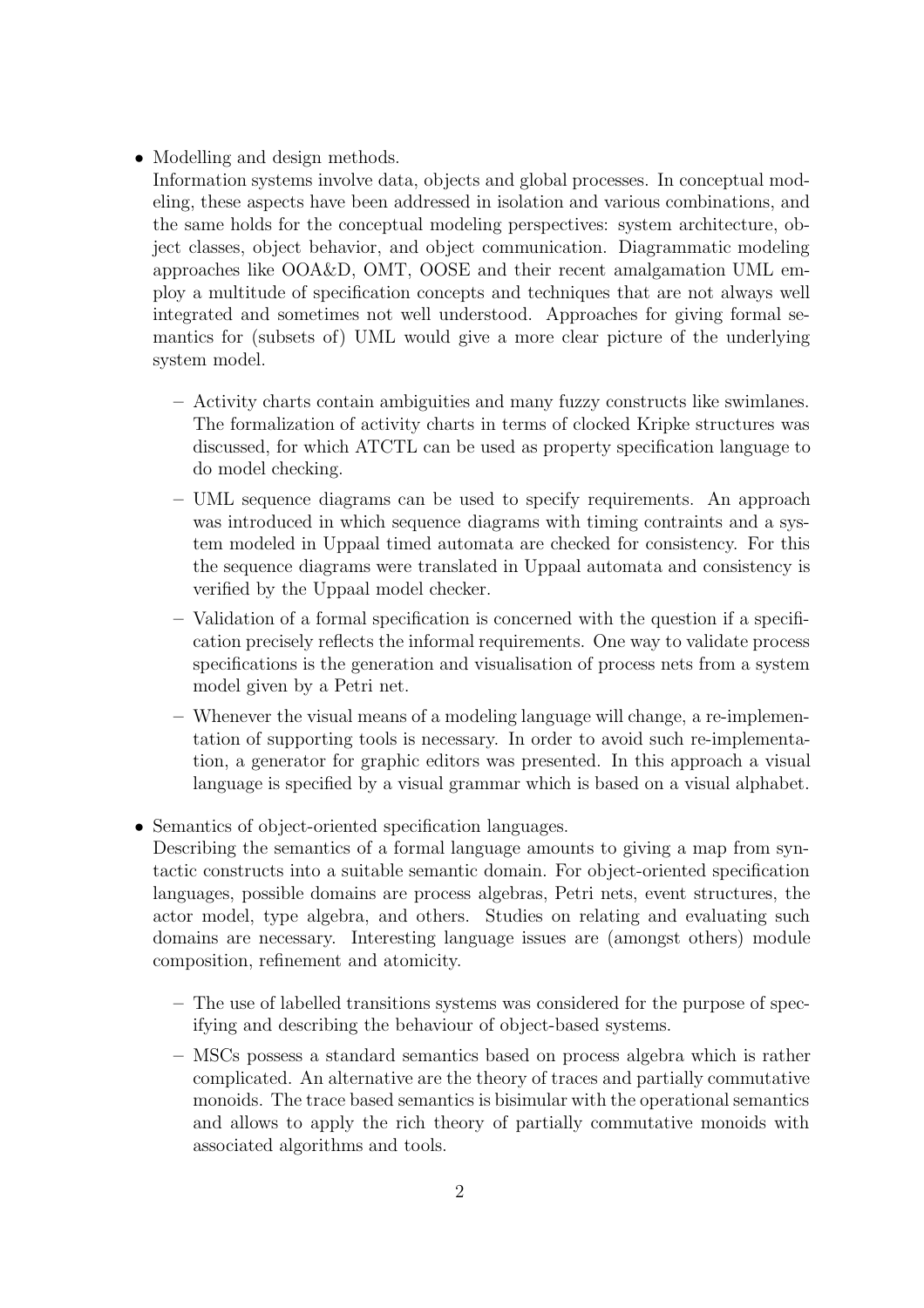- Modelling and design methods.
  Information systems involve data, objects and global processes. In conceptual modeling, these aspects have been addressed in isolation and various combinations, and the same holds for the conceptual modeling perspectives: system architecture, object classes, object behavior, and object communication. Diagrammatic modeling approaches like OOA&D, OMT, OOSE and their recent amalgamation UML employ a multitude of specification concepts and techniques that are not always well integrated and sometimes not well understood. Approaches for giving formal semantics for (subsets of) UML would give a more clear picture of the underlying system model.

  - Activity charts contain ambiguities and many fuzzy constructs like swimlanes. The formalization of activity charts in terms of clocked Kripke structures was discussed, for which ATCTL can be used as property specification language to do model checking.
  - UML sequence diagrams can be used to specify requirements. An approach was introduced in which sequence diagrams with timing contraints and a system modeled in Uppaal timed automata are checked for consistency. For this the sequence diagrams were translated in Uppaal automata and consistency is verified by the Uppaal model checker.
  - Validation of a formal specification is concerned with the question if a specification precisely reflects the informal requirements. One way to validate process specifications is the generation and visualisation of process nets from a system model given by a Petri net.
  - Whenever the visual means of a modeling language will change, a re-implementation of supporting tools is necessary. In order to avoid such re-implementation, a generator for graphic editors was presented. In this approach a visual language is specified by a visual grammar which is based on a visual alphabet.

- Semantics of object-oriented specification languages.
  Describing the semantics of a formal language amounts to giving a map from syntactic constructs into a suitable semantic domain. For object-oriented specification languages, possible domains are process algebras, Petri nets, event structures, the actor model, type algebra, and others. Studies on relating and evaluating such domains are necessary. Interesting language issues are (amongst others) module composition, refinement and atomicity.

  - The use of labelled transitions systems was considered for the purpose of specifying and describing the behaviour of object-based systems.
  - MSCs possess a standard semantics based on process algebra which is rather complicated. An alternative are the theory of traces and partially commutative monoids. The trace based semantics is bisimular with the operational semantics and allows to apply the rich theory of partially commutative monoids with associated algorithms and tools.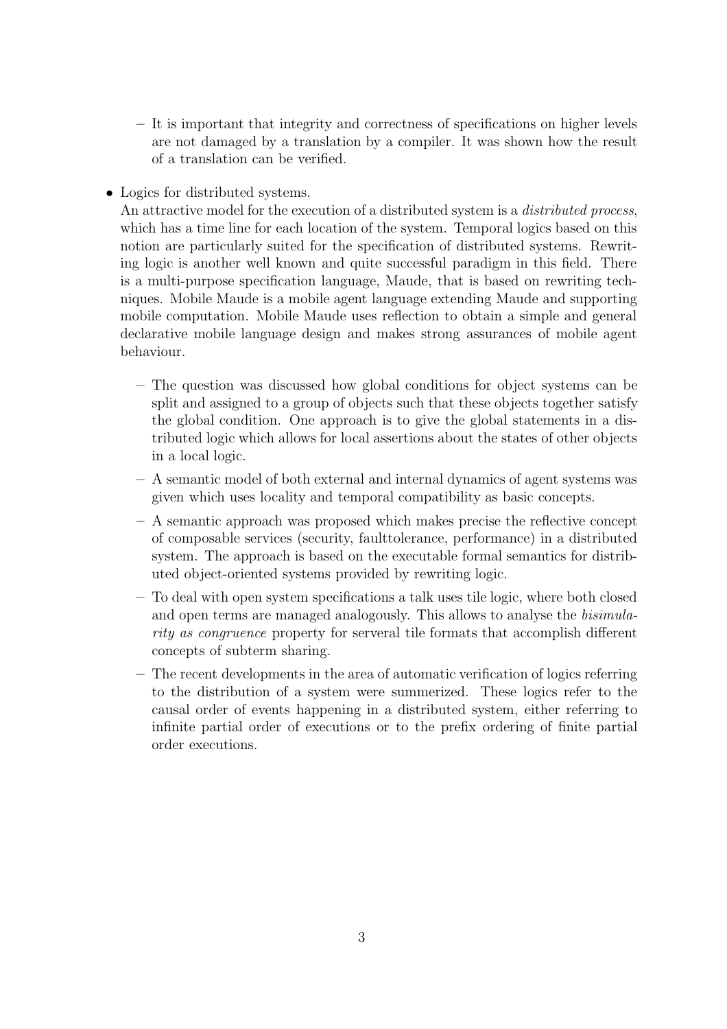- It is important that integrity and correctness of specifications on higher levels are not damaged by a translation by a compiler. It was shown how the result of a translation can be verified.

- Logics for distributed systems.
  An attractive model for the execution of a distributed system is a *distributed process*, which has a time line for each location of the system. Temporal logics based on this notion are particularly suited for the specification of distributed systems. Rewriting logic is another well known and quite successful paradigm in this field. There is a multi-purpose specification language, Maude, that is based on rewriting techniques. Mobile Maude is a mobile agent language extending Maude and supporting mobile computation. Mobile Maude uses reflection to obtain a simple and general declarative mobile language design and makes strong assurances of mobile agent behaviour.

  - The question was discussed how global conditions for object systems can be split and assigned to a group of objects such that these objects together satisfy the global condition. One approach is to give the global statements in a distributed logic which allows for local assertions about the states of other objects in a local logic.
  - A semantic model of both external and internal dynamics of agent systems was given which uses locality and temporal compatibility as basic concepts.
  - A semantic approach was proposed which makes precise the reflective concept of composable services (security, faulttolerance, performance) in a distributed system. The approach is based on the executable formal semantics for distributed object-oriented systems provided by rewriting logic.
  - To deal with open system specifications a talk uses tile logic, where both closed and open terms are managed analogously. This allows to analyse the *bisimularity as congruence* property for serveral tile formats that accomplish different concepts of subterm sharing.
  - The recent developments in the area of automatic verification of logics referring to the distribution of a system were summerized. These logics refer to the causal order of events happening in a distributed system, either referring to infinite partial order of executions or to the prefix ordering of finite partial order executions.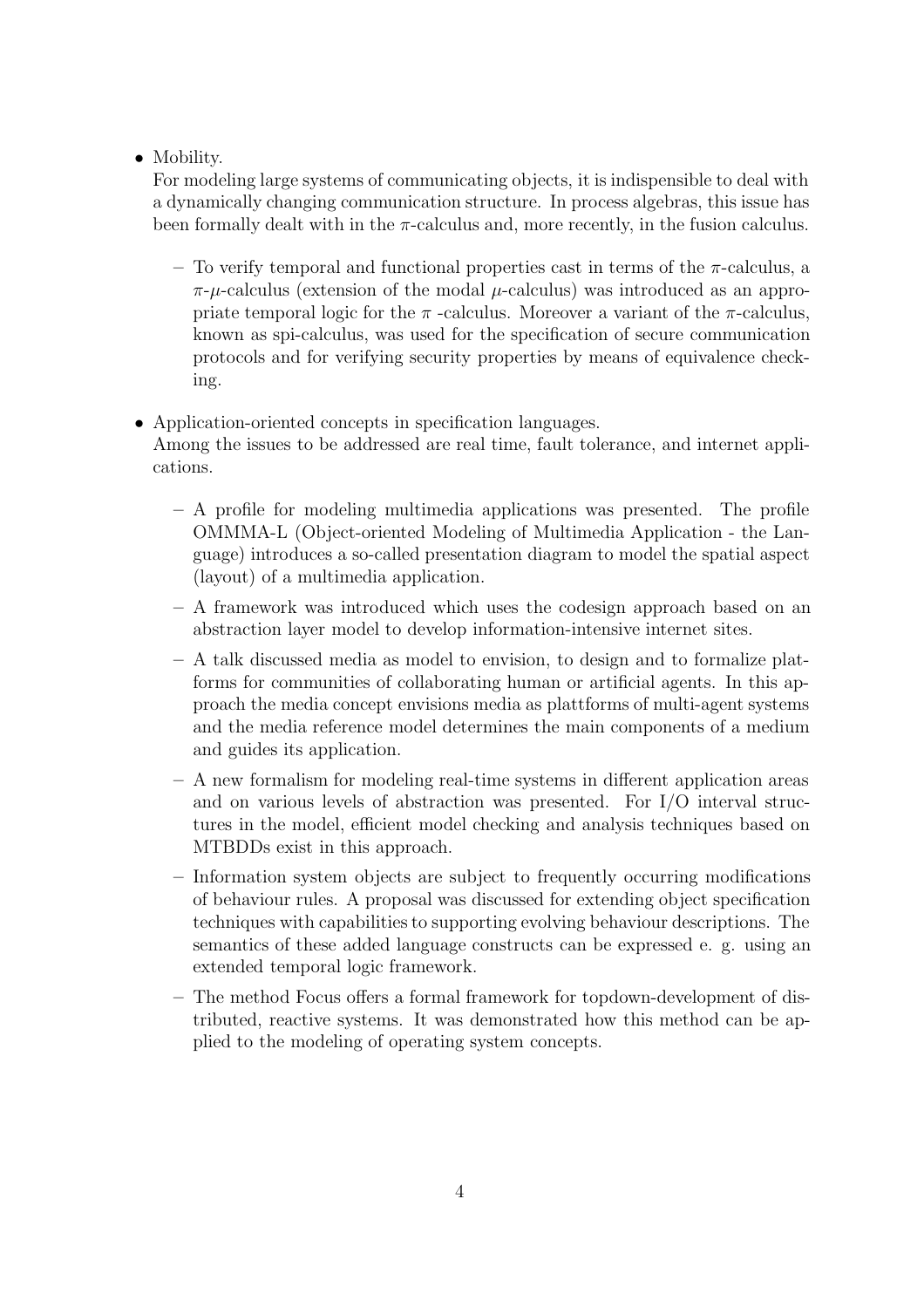- Mobility.
  For modeling large systems of communicating objects, it is indispensible to deal with a dynamically changing communication structure. In process algebras, this issue has been formally dealt with in the $\pi$-calculus and, more recently, in the fusion calculus.

  - To verify temporal and functional properties cast in terms of the $\pi$-calculus, a $\pi$-$\mu$-calculus (extension of the modal $\mu$-calculus) was introduced as an appropriate temporal logic for the $\pi$ -calculus. Moreover a variant of the $\pi$-calculus, known as spi-calculus, was used for the specification of secure communication protocols and for verifying security properties by means of equivalence checking.

- Application-oriented concepts in specification languages.
  Among the issues to be addressed are real time, fault tolerance, and internet applications.

  - A profile for modeling multimedia applications was presented. The profile OMMMA-L (Object-oriented Modeling of Multimedia Application - the Language) introduces a so-called presentation diagram to model the spatial aspect (layout) of a multimedia application.
  - A framework was introduced which uses the codesign approach based on an abstraction layer model to develop information-intensive internet sites.
  - A talk discussed media as model to envision, to design and to formalize platforms for communities of collaborating human or artificial agents. In this approach the media concept envisions media as plattforms of multi-agent systems and the media reference model determines the main components of a medium and guides its application.
  - A new formalism for modeling real-time systems in different application areas and on various levels of abstraction was presented. For I/O interval structures in the model, efficient model checking and analysis techniques based on MTBDDs exist in this approach.
  - Information system objects are subject to frequently occurring modifications of behaviour rules. A proposal was discussed for extending object specification techniques with capabilities to supporting evolving behaviour descriptions. The semantics of these added language constructs can be expressed e. g. using an extended temporal logic framework.
  - The method Focus offers a formal framework for topdown-development of distributed, reactive systems. It was demonstrated how this method can be applied to the modeling of operating system concepts.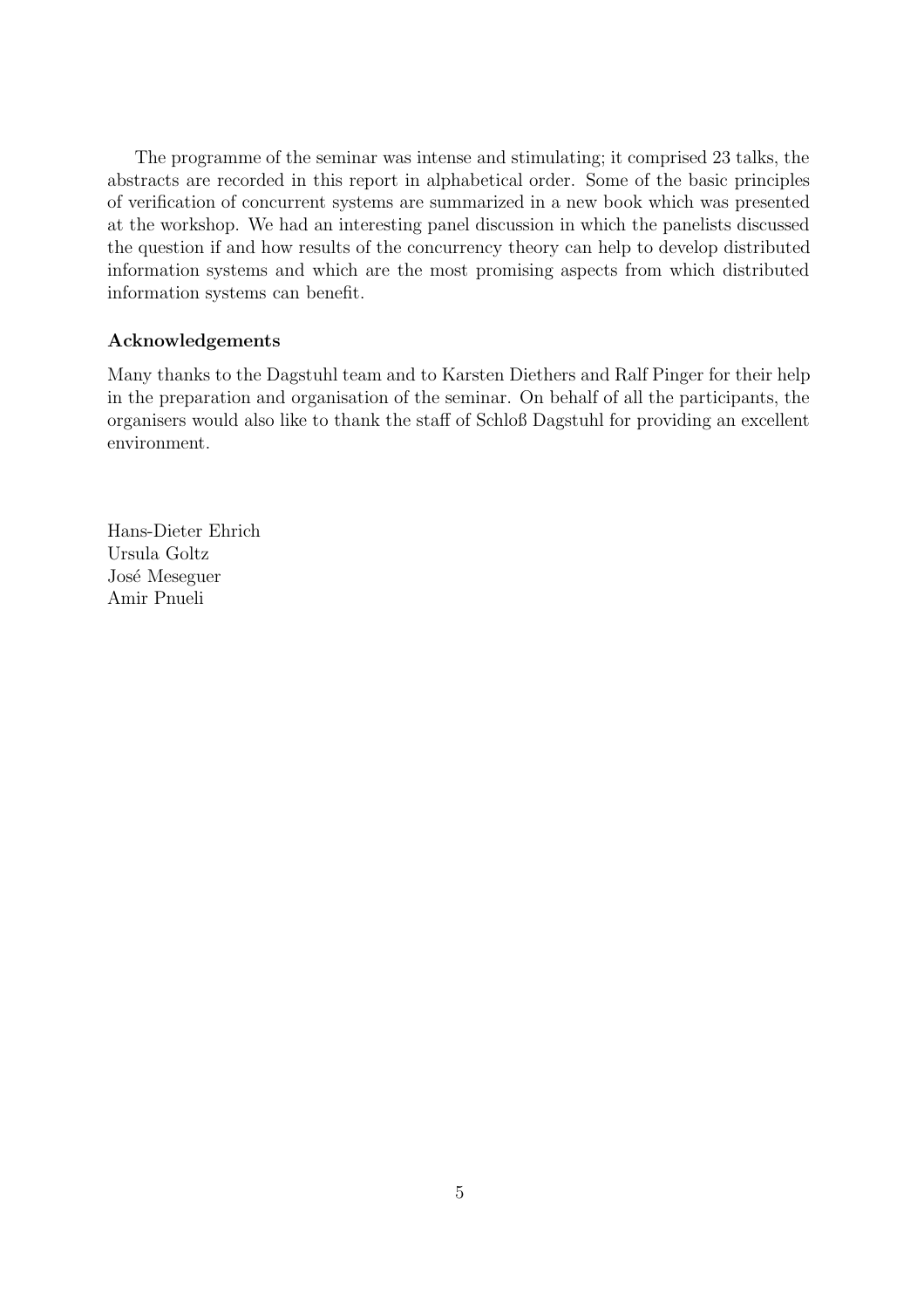The programme of the seminar was intense and stimulating; it comprised 23 talks, the abstracts are recorded in this report in alphabetical order. Some of the basic principles of verification of concurrent systems are summarized in a new book which was presented at the workshop. We had an interesting panel discussion in which the panelists discussed the question if and how results of the concurrency theory can help to develop distributed information systems and which are the most promising aspects from which distributed information systems can benefit.

### Acknowledgements

Many thanks to the Dagstuhl team and to Karsten Diethers and Ralf Pinger for their help in the preparation and organisation of the seminar. On behalf of all the participants, the organisers would also like to thank the staff of Schloß Dagstuhl for providing an excellent environment.

Hans-Dieter Ehrich  
Ursula Goltz  
José Meseguer  
Amir Pnueli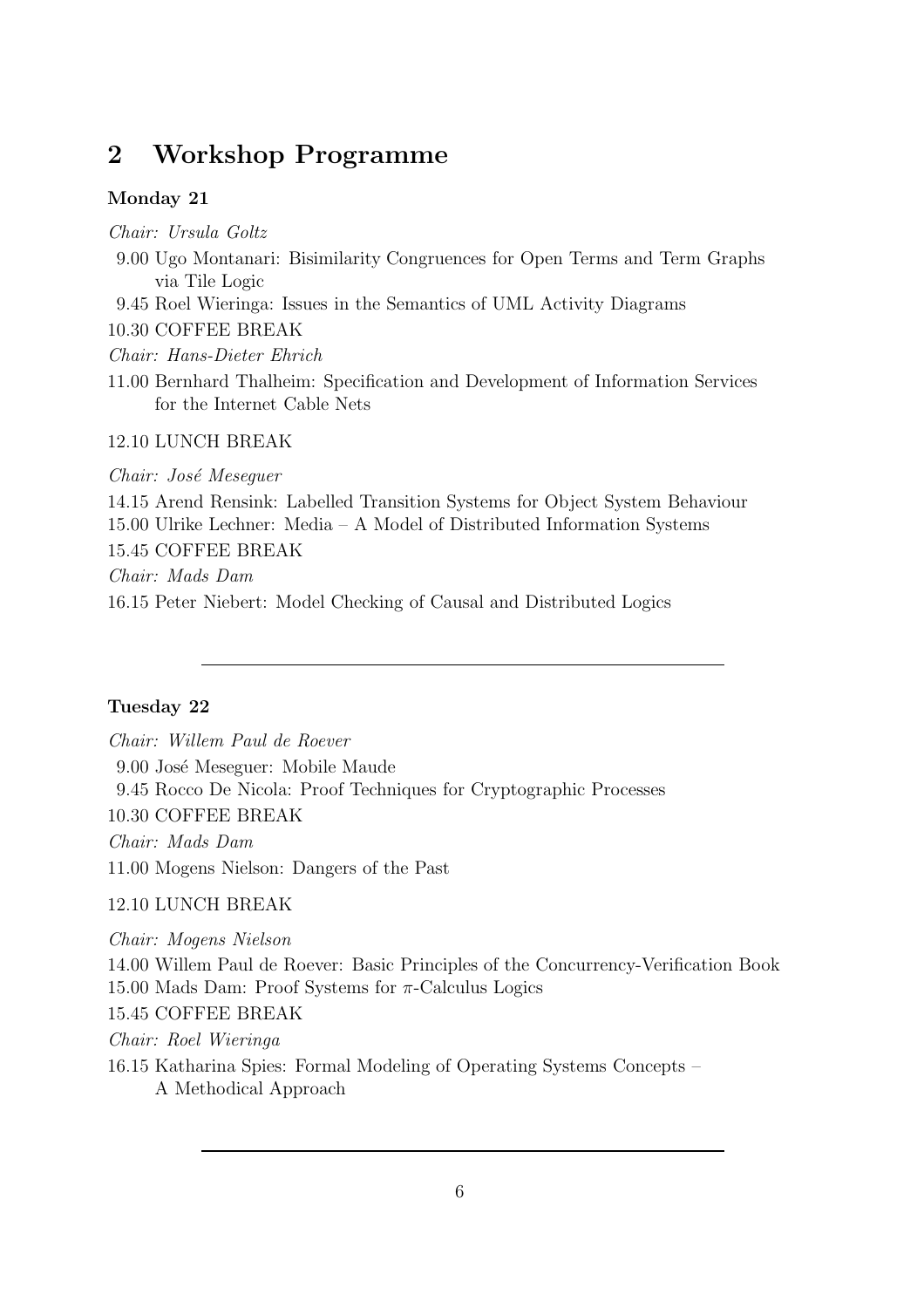## 2 Workshop Programme

### Monday 21

*Chair: Ursula Goltz*

9.00 Ugo Montanari: Bisimilarity Congruences for Open Terms and Term Graphs via Tile Logic

9.45 Roel Wieringa: Issues in the Semantics of UML Activity Diagrams

10.30 COFFEE BREAK

*Chair: Hans-Dieter Ehrich*

11.00 Bernhard Thalheim: Specification and Development of Information Services for the Internet Cable Nets

12.10 LUNCH BREAK

*Chair: José Meseguer*

14.15 Arend Rensink: Labelled Transition Systems for Object System Behaviour

15.00 Ulrike Lechner: Media – A Model of Distributed Information Systems

15.45 COFFEE BREAK

*Chair: Mads Dam*

16.15 Peter Niebert: Model Checking of Causal and Distributed Logics

---

### Tuesday 22

*Chair: Willem Paul de Roever*

9.00 José Meseguer: Mobile Maude

9.45 Rocco De Nicola: Proof Techniques for Cryptographic Processes

10.30 COFFEE BREAK

*Chair: Mads Dam*

11.00 Mogens Nielson: Dangers of the Past

12.10 LUNCH BREAK

*Chair: Mogens Nielson*

14.00 Willem Paul de Roever: Basic Principles of the Concurrency-Verification Book

15.00 Mads Dam: Proof Systems for $\pi$-Calculus Logics

15.45 COFFEE BREAK

*Chair: Roel Wieringa*

16.15 Katharina Spies: Formal Modeling of Operating Systems Concepts – A Methodical Approach

---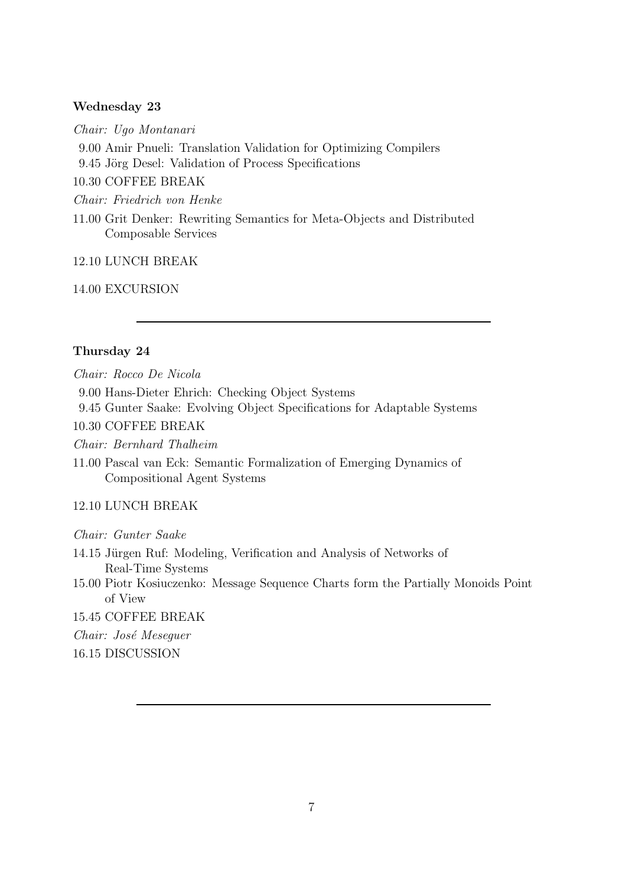**Wednesday 23**

*Chair: Ugo Montanari*

9.00 Amir Pnueli: Translation Validation for Optimizing Compilers

9.45 Jörg Desel: Validation of Process Specifications

10.30 COFFEE BREAK

*Chair: Friedrich von Henke*

11.00 Grit Denker: Rewriting Semantics for Meta-Objects and Distributed Composable Services

12.10 LUNCH BREAK

14.00 EXCURSION

---

**Thursday 24**

*Chair: Rocco De Nicola*

9.00 Hans-Dieter Ehrich: Checking Object Systems

9.45 Gunter Saake: Evolving Object Specifications for Adaptable Systems

10.30 COFFEE BREAK

*Chair: Bernhard Thalheim*

11.00 Pascal van Eck: Semantic Formalization of Emerging Dynamics of Compositional Agent Systems

12.10 LUNCH BREAK

*Chair: Gunter Saake*

14.15 Jürgen Ruf: Modeling, Verification and Analysis of Networks of Real-Time Systems

15.00 Piotr Kosiuczenko: Message Sequence Charts form the Partially Monoids Point of View

15.45 COFFEE BREAK

*Chair: José Meseguer*

16.15 DISCUSSION

---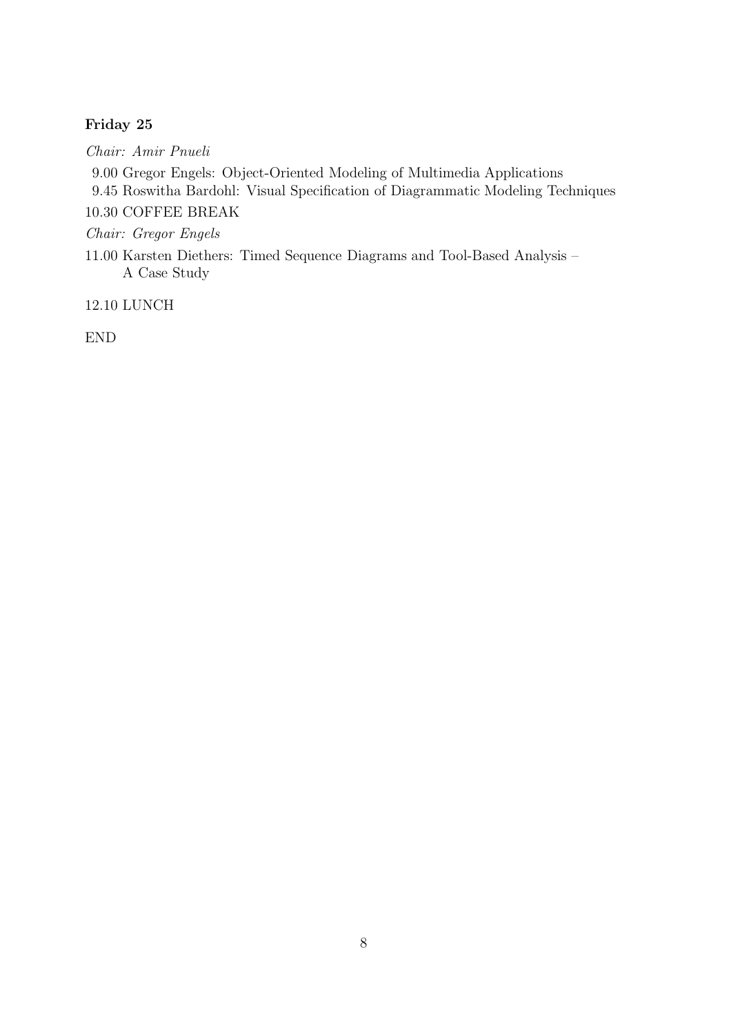**Friday 25**

*Chair: Amir Pnueli*

9.00 Gregor Engels: Object-Oriented Modeling of Multimedia Applications
9.45 Roswitha Bardohl: Visual Specification of Diagrammatic Modeling Techniques

10.30 COFFEE BREAK

*Chair: Gregor Engels*

11.00 Karsten Diethers: Timed Sequence Diagrams and Tool-Based Analysis – A Case Study

12.10 LUNCH

END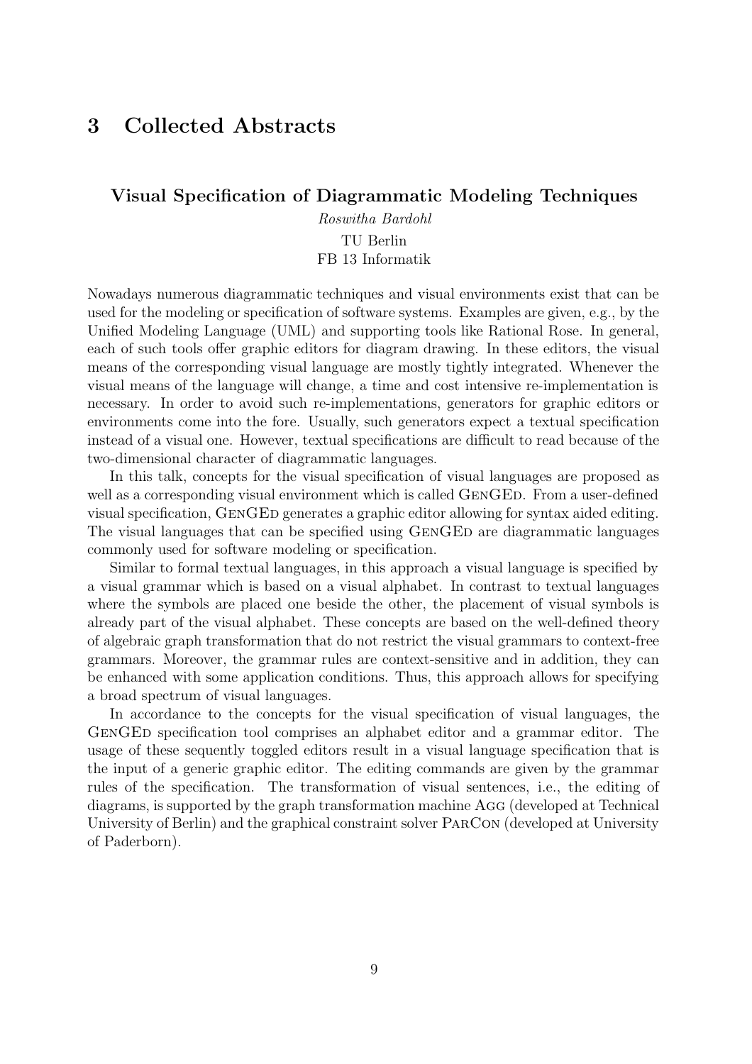# 3 Collected Abstracts

## Visual Specification of Diagrammatic Modeling Techniques

*Roswitha Bardohl*
TU Berlin
FB 13 Informatik

Nowadays numerous diagrammatic techniques and visual environments exist that can be used for the modeling or specification of software systems. Examples are given, e.g., by the Unified Modeling Language (UML) and supporting tools like Rational Rose. In general, each of such tools offer graphic editors for diagram drawing. In these editors, the visual means of the corresponding visual language are mostly tightly integrated. Whenever the visual means of the language will change, a time and cost intensive re-implementation is necessary. In order to avoid such re-implementations, generators for graphic editors or environments come into the fore. Usually, such generators expect a textual specification instead of a visual one. However, textual specifications are difficult to read because of the two-dimensional character of diagrammatic languages.

In this talk, concepts for the visual specification of visual languages are proposed as well as a corresponding visual environment which is called GenGEd. From a user-defined visual specification, GenGEd generates a graphic editor allowing for syntax aided editing. The visual languages that can be specified using GenGEd are diagrammatic languages commonly used for software modeling or specification.

Similar to formal textual languages, in this approach a visual language is specified by a visual grammar which is based on a visual alphabet. In contrast to textual languages where the symbols are placed one beside the other, the placement of visual symbols is already part of the visual alphabet. These concepts are based on the well-defined theory of algebraic graph transformation that do not restrict the visual grammars to context-free grammars. Moreover, the grammar rules are context-sensitive and in addition, they can be enhanced with some application conditions. Thus, this approach allows for specifying a broad spectrum of visual languages.

In accordance to the concepts for the visual specification of visual languages, the GenGEd specification tool comprises an alphabet editor and a grammar editor. The usage of these sequently toggled editors result in a visual language specification that is the input of a generic graphic editor. The editing commands are given by the grammar rules of the specification. The transformation of visual sentences, i.e., the editing of diagrams, is supported by the graph transformation machine Agg (developed at Technical University of Berlin) and the graphical constraint solver ParCon (developed at University of Paderborn).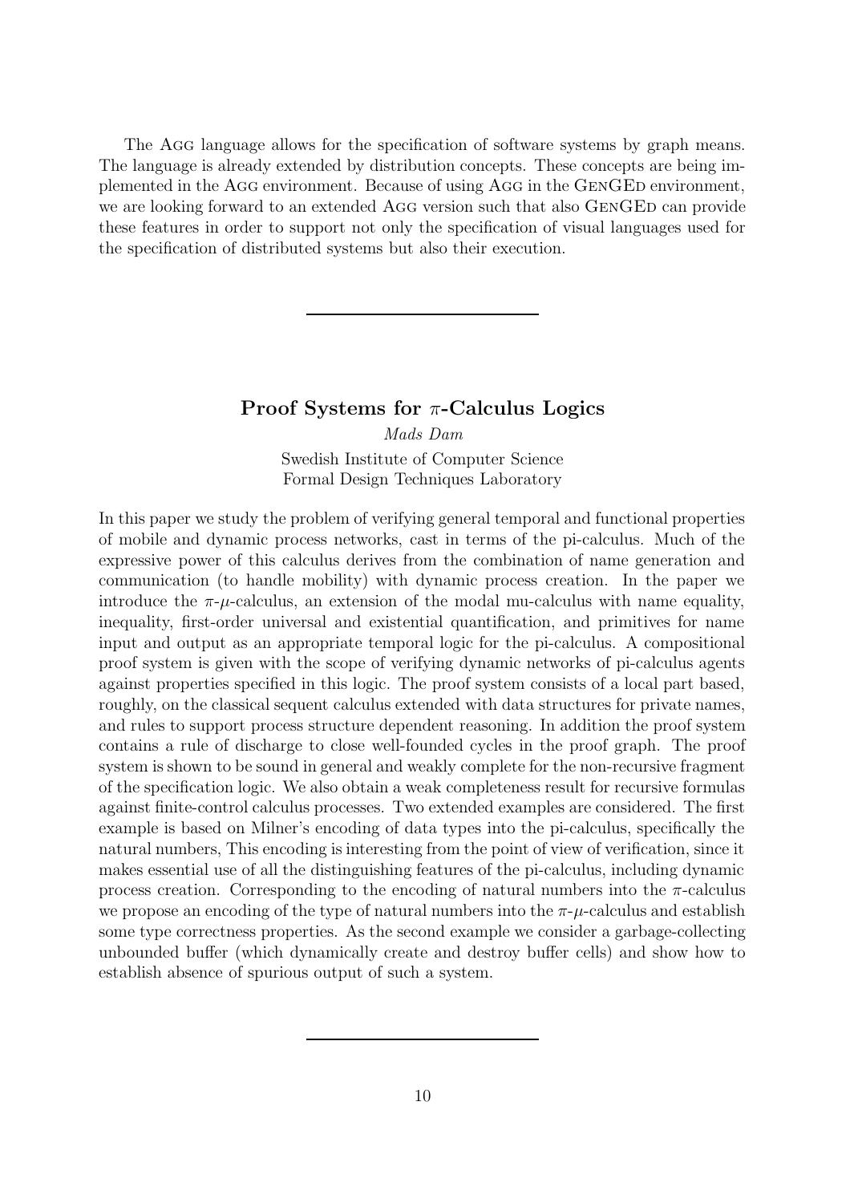The Agg language allows for the specification of software systems by graph means. The language is already extended by distribution concepts. These concepts are being implemented in the Agg environment. Because of using Agg in the GenGEd environment, we are looking forward to an extended Agg version such that also GenGEd can provide these features in order to support not only the specification of visual languages used for the specification of distributed systems but also their execution.

---

## Proof Systems for $\pi$-Calculus Logics

*Mads Dam*

Swedish Institute of Computer Science
Formal Design Techniques Laboratory

In this paper we study the problem of verifying general temporal and functional properties of mobile and dynamic process networks, cast in terms of the pi-calculus. Much of the expressive power of this calculus derives from the combination of name generation and communication (to handle mobility) with dynamic process creation. In the paper we introduce the $\pi$-$\mu$-calculus, an extension of the modal mu-calculus with name equality, inequality, first-order universal and existential quantification, and primitives for name input and output as an appropriate temporal logic for the pi-calculus. A compositional proof system is given with the scope of verifying dynamic networks of pi-calculus agents against properties specified in this logic. The proof system consists of a local part based, roughly, on the classical sequent calculus extended with data structures for private names, and rules to support process structure dependent reasoning. In addition the proof system contains a rule of discharge to close well-founded cycles in the proof graph. The proof system is shown to be sound in general and weakly complete for the non-recursive fragment of the specification logic. We also obtain a weak completeness result for recursive formulas against finite-control calculus processes. Two extended examples are considered. The first example is based on Milner's encoding of data types into the pi-calculus, specifically the natural numbers, This encoding is interesting from the point of view of verification, since it makes essential use of all the distinguishing features of the pi-calculus, including dynamic process creation. Corresponding to the encoding of natural numbers into the $\pi$-calculus we propose an encoding of the type of natural numbers into the $\pi$-$\mu$-calculus and establish some type correctness properties. As the second example we consider a garbage-collecting unbounded buffer (which dynamically create and destroy buffer cells) and show how to establish absence of spurious output of such a system.

---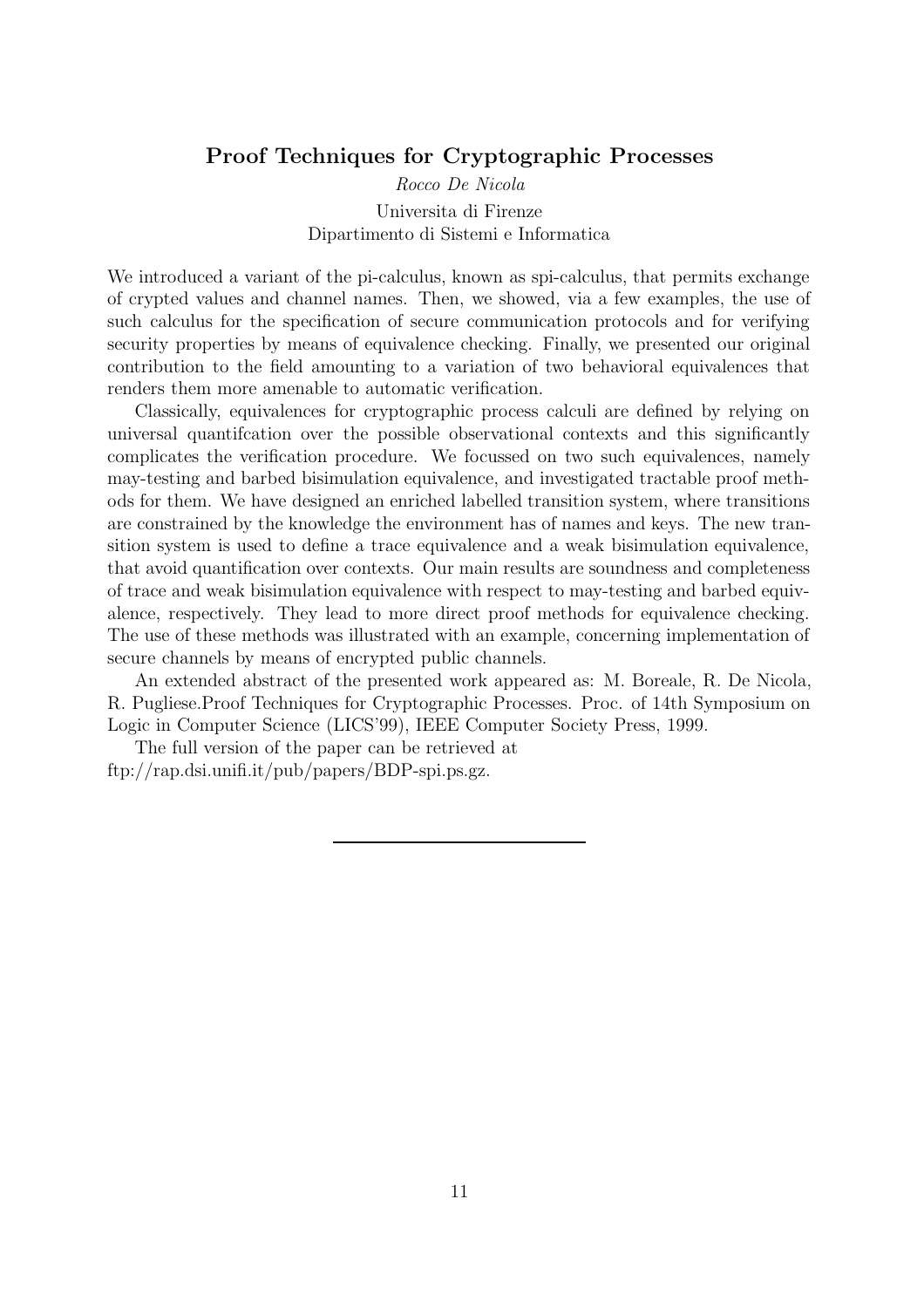## Proof Techniques for Cryptographic Processes

*Rocco De Nicola*

Universita di Firenze
Dipartimento di Sistemi e Informatica

We introduced a variant of the pi-calculus, known as spi-calculus, that permits exchange of crypted values and channel names. Then, we showed, via a few examples, the use of such calculus for the specification of secure communication protocols and for verifying security properties by means of equivalence checking. Finally, we presented our original contribution to the field amounting to a variation of two behavioral equivalences that renders them more amenable to automatic verification.

Classically, equivalences for cryptographic process calculi are defined by relying on universal quantifcation over the possible observational contexts and this significantly complicates the verification procedure. We focussed on two such equivalences, namely may-testing and barbed bisimulation equivalence, and investigated tractable proof methods for them. We have designed an enriched labelled transition system, where transitions are constrained by the knowledge the environment has of names and keys. The new transition system is used to define a trace equivalence and a weak bisimulation equivalence, that avoid quantification over contexts. Our main results are soundness and completeness of trace and weak bisimulation equivalence with respect to may-testing and barbed equivalence, respectively. They lead to more direct proof methods for equivalence checking. The use of these methods was illustrated with an example, concerning implementation of secure channels by means of encrypted public channels.

An extended abstract of the presented work appeared as: M. Boreale, R. De Nicola, R. Pugliese.Proof Techniques for Cryptographic Processes. Proc. of 14th Symposium on Logic in Computer Science (LICS'99), IEEE Computer Society Press, 1999.

The full version of the paper can be retrieved at
ftp://rap.dsi.unifi.it/pub/papers/BDP-spi.ps.gz.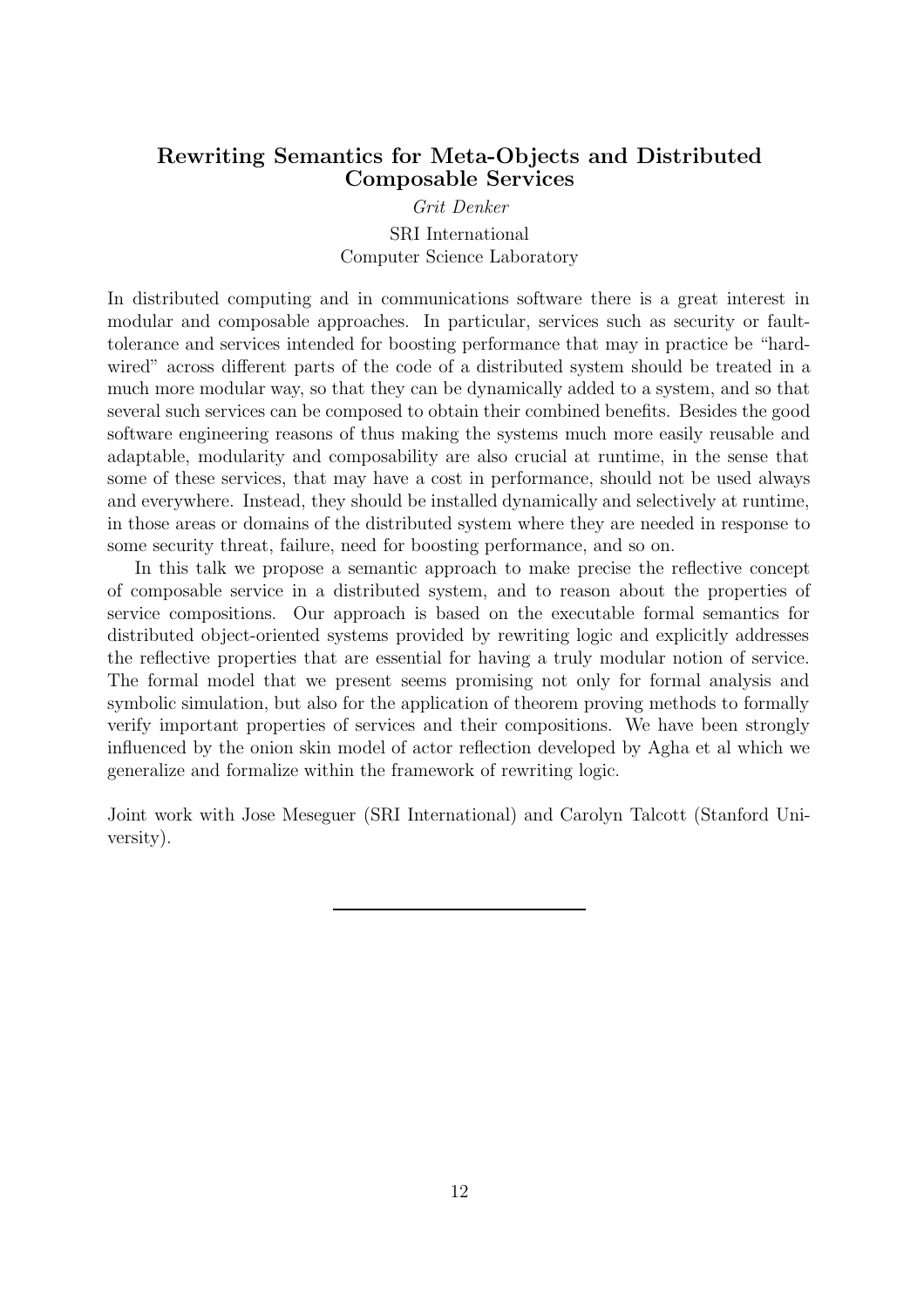## Rewriting Semantics for Meta-Objects and Distributed Composable Services

*Grit Denker*

SRI International
Computer Science Laboratory

In distributed computing and in communications software there is a great interest in modular and composable approaches. In particular, services such as security or fault-tolerance and services intended for boosting performance that may in practice be "hard-wired" across different parts of the code of a distributed system should be treated in a much more modular way, so that they can be dynamically added to a system, and so that several such services can be composed to obtain their combined benefits. Besides the good software engineering reasons of thus making the systems much more easily reusable and adaptable, modularity and composability are also crucial at runtime, in the sense that some of these services, that may have a cost in performance, should not be used always and everywhere. Instead, they should be installed dynamically and selectively at runtime, in those areas or domains of the distributed system where they are needed in response to some security threat, failure, need for boosting performance, and so on.

In this talk we propose a semantic approach to make precise the reflective concept of composable service in a distributed system, and to reason about the properties of service compositions. Our approach is based on the executable formal semantics for distributed object-oriented systems provided by rewriting logic and explicitly addresses the reflective properties that are essential for having a truly modular notion of service. The formal model that we present seems promising not only for formal analysis and symbolic simulation, but also for the application of theorem proving methods to formally verify important properties of services and their compositions. We have been strongly influenced by the onion skin model of actor reflection developed by Agha et al which we generalize and formalize within the framework of rewriting logic.

Joint work with Jose Meseguer (SRI International) and Carolyn Talcott (Stanford University).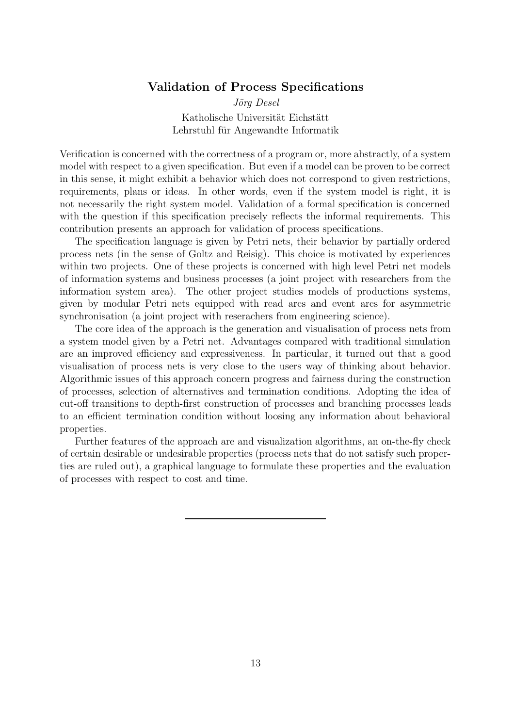## Validation of Process Specifications

*Jörg Desel*

Katholische Universität Eichstätt
Lehrstuhl für Angewandte Informatik

Verification is concerned with the correctness of a program or, more abstractly, of a system model with respect to a given specification. But even if a model can be proven to be correct in this sense, it might exhibit a behavior which does not correspond to given restrictions, requirements, plans or ideas. In other words, even if the system model is right, it is not necessarily the right system model. Validation of a formal specification is concerned with the question if this specification precisely reflects the informal requirements. This contribution presents an approach for validation of process specifications.

The specification language is given by Petri nets, their behavior by partially ordered process nets (in the sense of Goltz and Reisig). This choice is motivated by experiences within two projects. One of these projects is concerned with high level Petri net models of information systems and business processes (a joint project with researchers from the information system area). The other project studies models of productions systems, given by modular Petri nets equipped with read arcs and event arcs for asymmetric synchronisation (a joint project with reserachers from engineering science).

The core idea of the approach is the generation and visualisation of process nets from a system model given by a Petri net. Advantages compared with traditional simulation are an improved efficiency and expressiveness. In particular, it turned out that a good visualisation of process nets is very close to the users way of thinking about behavior. Algorithmic issues of this approach concern progress and fairness during the construction of processes, selection of alternatives and termination conditions. Adopting the idea of cut-off transitions to depth-first construction of processes and branching processes leads to an efficient termination condition without loosing any information about behavioral properties.

Further features of the approach are and visualization algorithms, an on-the-fly check of certain desirable or undesirable properties (process nets that do not satisfy such properties are ruled out), a graphical language to formulate these properties and the evaluation of processes with respect to cost and time.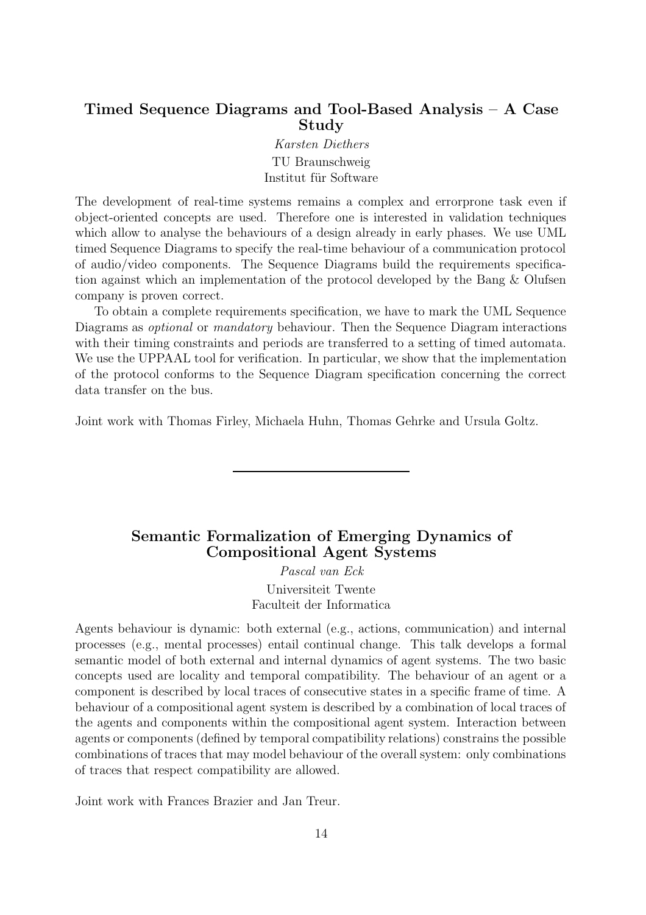## Timed Sequence Diagrams and Tool-Based Analysis – A Case Study

*Karsten Diethers*

TU Braunschweig
Institut für Software

The development of real-time systems remains a complex and errorprone task even if object-oriented concepts are used. Therefore one is interested in validation techniques which allow to analyse the behaviours of a design already in early phases. We use UML timed Sequence Diagrams to specify the real-time behaviour of a communication protocol of audio/video components. The Sequence Diagrams build the requirements specification against which an implementation of the protocol developed by the Bang & Olufsen company is proven correct.

To obtain a complete requirements specification, we have to mark the UML Sequence Diagrams as *optional* or *mandatory* behaviour. Then the Sequence Diagram interactions with their timing constraints and periods are transferred to a setting of timed automata. We use the UPPAAL tool for verification. In particular, we show that the implementation of the protocol conforms to the Sequence Diagram specification concerning the correct data transfer on the bus.

Joint work with Thomas Firley, Michaela Huhn, Thomas Gehrke and Ursula Goltz.

---

## Semantic Formalization of Emerging Dynamics of Compositional Agent Systems

*Pascal van Eck*

Universiteit Twente
Faculteit der Informatica

Agents behaviour is dynamic: both external (e.g., actions, communication) and internal processes (e.g., mental processes) entail continual change. This talk develops a formal semantic model of both external and internal dynamics of agent systems. The two basic concepts used are locality and temporal compatibility. The behaviour of an agent or a component is described by local traces of consecutive states in a specific frame of time. A behaviour of a compositional agent system is described by a combination of local traces of the agents and components within the compositional agent system. Interaction between agents or components (defined by temporal compatibility relations) constrains the possible combinations of traces that may model behaviour of the overall system: only combinations of traces that respect compatibility are allowed.

Joint work with Frances Brazier and Jan Treur.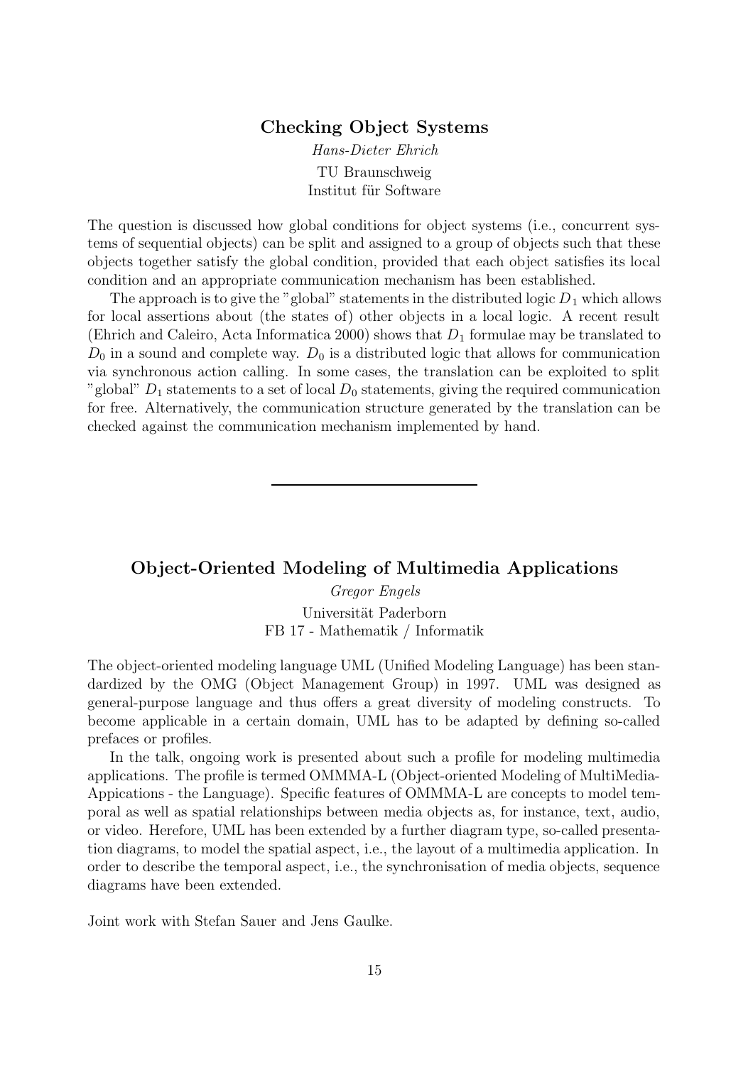## Checking Object Systems

*Hans-Dieter Ehrich*
TU Braunschweig
Institut für Software

The question is discussed how global conditions for object systems (i.e., concurrent systems of sequential objects) can be split and assigned to a group of objects such that these objects together satisfy the global condition, provided that each object satisfies its local condition and an appropriate communication mechanism has been established.

The approach is to give the "global" statements in the distributed logic $D_1$ which allows for local assertions about (the states of) other objects in a local logic. A recent result (Ehrich and Caleiro, Acta Informatica 2000) shows that $D_1$ formulae may be translated to $D_0$ in a sound and complete way. $D_0$ is a distributed logic that allows for communication via synchronous action calling. In some cases, the translation can be exploited to split "global" $D_1$ statements to a set of local $D_0$ statements, giving the required communication for free. Alternatively, the communication structure generated by the translation can be checked against the communication mechanism implemented by hand.

---

## Object-Oriented Modeling of Multimedia Applications

*Gregor Engels*
Universität Paderborn
FB 17 - Mathematik / Informatik

The object-oriented modeling language UML (Unified Modeling Language) has been standardized by the OMG (Object Management Group) in 1997. UML was designed as general-purpose language and thus offers a great diversity of modeling constructs. To become applicable in a certain domain, UML has to be adapted by defining so-called prefaces or profiles.

In the talk, ongoing work is presented about such a profile for modeling multimedia applications. The profile is termed OMMMA-L (Object-oriented Modeling of MultiMedia-Appications - the Language). Specific features of OMMMA-L are concepts to model temporal as well as spatial relationships between media objects as, for instance, text, audio, or video. Herefore, UML has been extended by a further diagram type, so-called presentation diagrams, to model the spatial aspect, i.e., the layout of a multimedia application. In order to describe the temporal aspect, i.e., the synchronisation of media objects, sequence diagrams have been extended.

Joint work with Stefan Sauer and Jens Gaulke.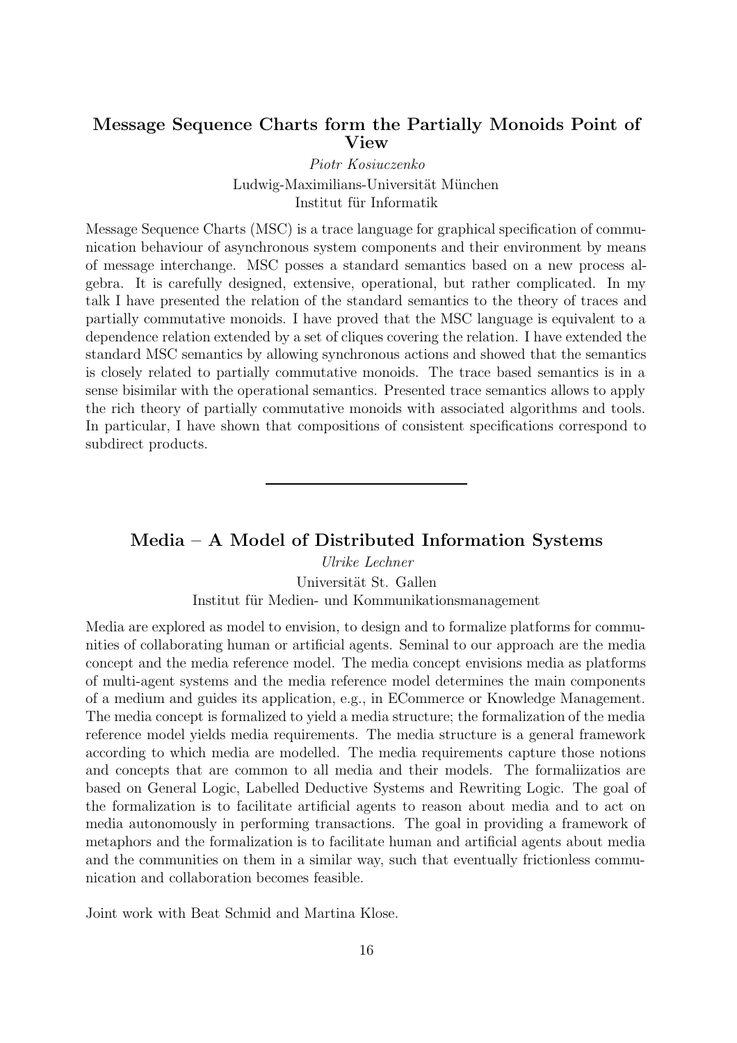## Message Sequence Charts form the Partially Monoids Point of View

*Piotr Kosiuczenko*
Ludwig-Maximilians-Universität München
Institut für Informatik

Message Sequence Charts (MSC) is a trace language for graphical specification of communication behaviour of asynchronous system components and their environment by means of message interchange. MSC posses a standard semantics based on a new process algebra. It is carefully designed, extensive, operational, but rather complicated. In my talk I have presented the relation of the standard semantics to the theory of traces and partially commutative monoids. I have proved that the MSC language is equivalent to a dependence relation extended by a set of cliques covering the relation. I have extended the standard MSC semantics by allowing synchronous actions and showed that the semantics is closely related to partially commutative monoids. The trace based semantics is in a sense bisimilar with the operational semantics. Presented trace semantics allows to apply the rich theory of partially commutative monoids with associated algorithms and tools. In particular, I have shown that compositions of consistent specifications correspond to subdirect products.

---

## Media – A Model of Distributed Information Systems

*Ulrike Lechner*
Universität St. Gallen
Institut für Medien- und Kommunikationsmanagement

Media are explored as model to envision, to design and to formalize platforms for communities of collaborating human or artificial agents. Seminal to our approach are the media concept and the media reference model. The media concept envisions media as platforms of multi-agent systems and the media reference model determines the main components of a medium and guides its application, e.g., in ECommerce or Knowledge Management. The media concept is formalized to yield a media structure; the formalization of the media reference model yields media requirements. The media structure is a general framework according to which media are modelled. The media requirements capture those notions and concepts that are common to all media and their models. The formaliizatios are based on General Logic, Labelled Deductive Systems and Rewriting Logic. The goal of the formalization is to facilitate artificial agents to reason about media and to act on media autonomously in performing transactions. The goal in providing a framework of metaphors and the formalization is to facilitate human and artificial agents about media and the communities on them in a similar way, such that eventually frictionless communication and collaboration becomes feasible.

Joint work with Beat Schmid and Martina Klose.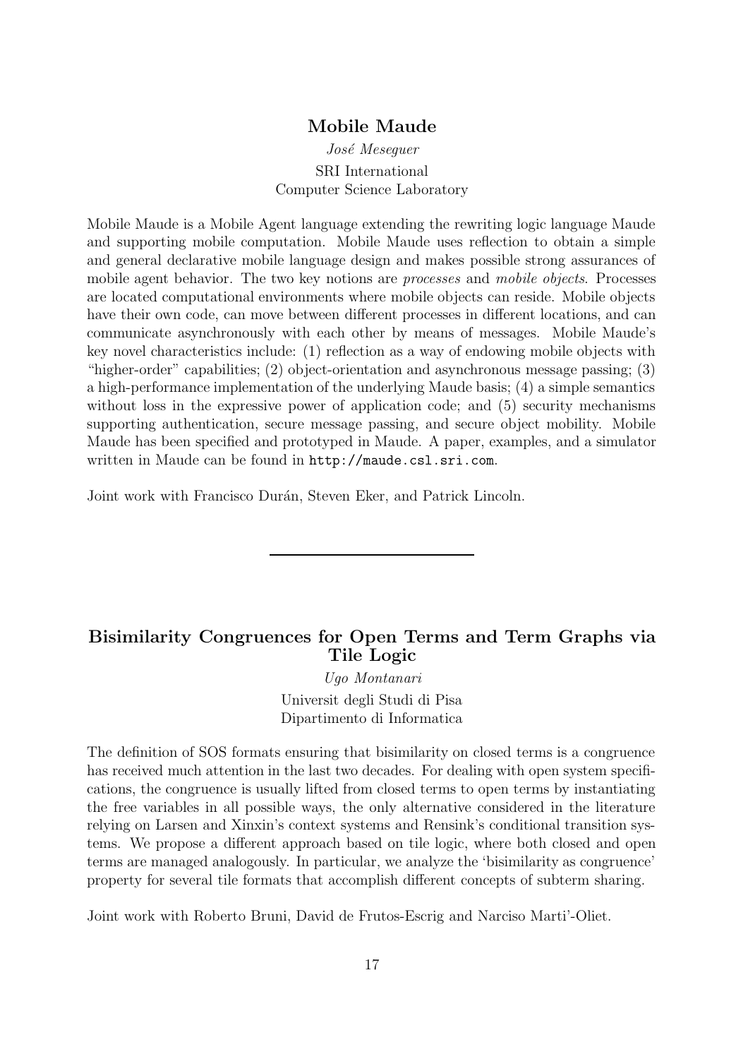## Mobile Maude

*José Meseguer*

SRI International
Computer Science Laboratory

Mobile Maude is a Mobile Agent language extending the rewriting logic language Maude and supporting mobile computation. Mobile Maude uses reflection to obtain a simple and general declarative mobile language design and makes possible strong assurances of mobile agent behavior. The two key notions are *processes* and *mobile objects*. Processes are located computational environments where mobile objects can reside. Mobile objects have their own code, can move between different processes in different locations, and can communicate asynchronously with each other by means of messages. Mobile Maude's key novel characteristics include: (1) reflection as a way of endowing mobile objects with "higher-order" capabilities; (2) object-orientation and asynchronous message passing; (3) a high-performance implementation of the underlying Maude basis; (4) a simple semantics without loss in the expressive power of application code; and (5) security mechanisms supporting authentication, secure message passing, and secure object mobility. Mobile Maude has been specified and prototyped in Maude. A paper, examples, and a simulator written in Maude can be found in `http://maude.csl.sri.com`.

Joint work with Francisco Durán, Steven Eker, and Patrick Lincoln.

---

## Bisimilarity Congruences for Open Terms and Term Graphs via Tile Logic

*Ugo Montanari*

Universit degli Studi di Pisa
Dipartimento di Informatica

The definition of SOS formats ensuring that bisimilarity on closed terms is a congruence has received much attention in the last two decades. For dealing with open system specifications, the congruence is usually lifted from closed terms to open terms by instantiating the free variables in all possible ways, the only alternative considered in the literature relying on Larsen and Xinxin's context systems and Rensink's conditional transition systems. We propose a different approach based on tile logic, where both closed and open terms are managed analogously. In particular, we analyze the 'bisimilarity as congruence' property for several tile formats that accomplish different concepts of subterm sharing.

Joint work with Roberto Bruni, David de Frutos-Escrig and Narciso Marti'-Oliet.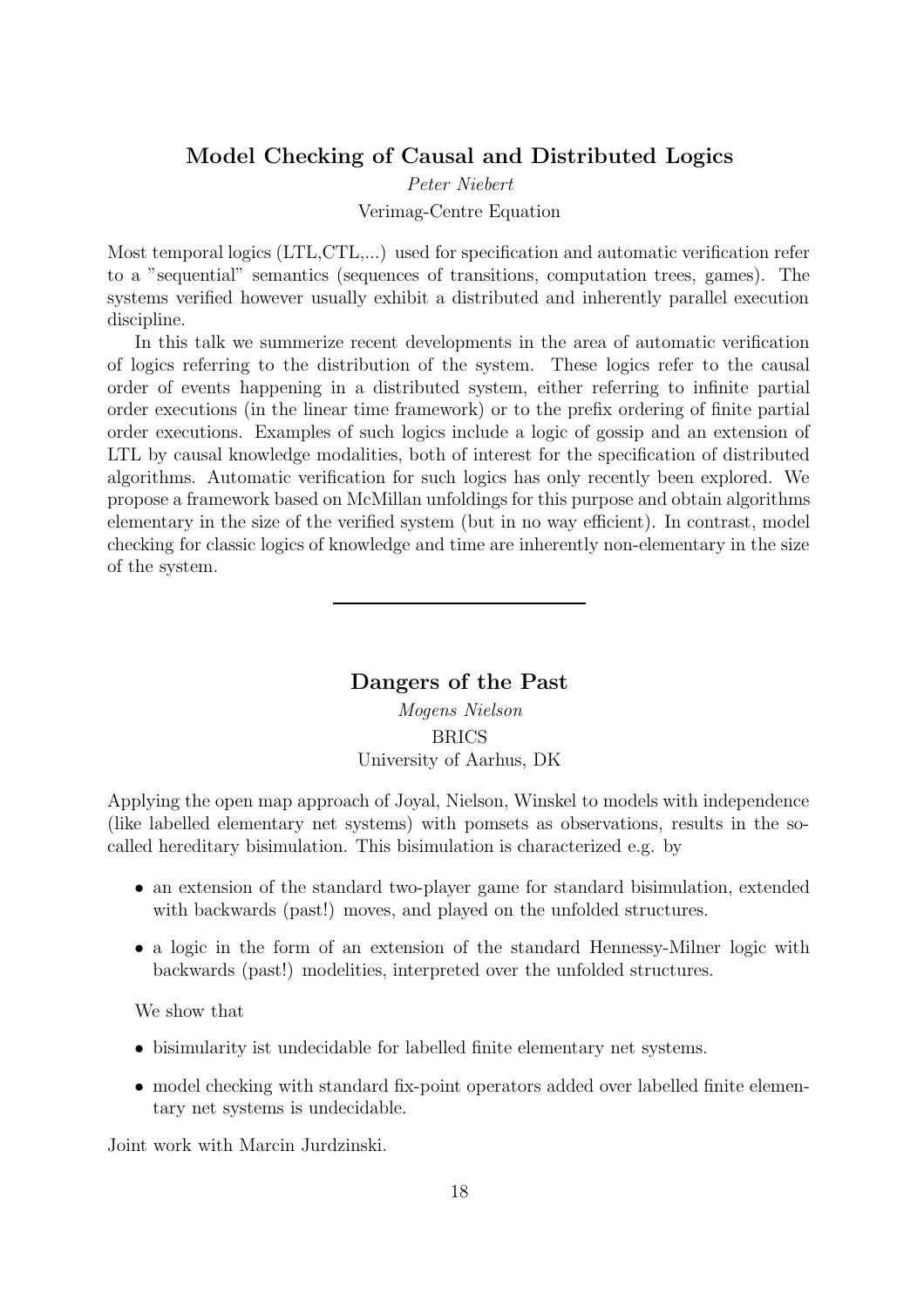## Model Checking of Causal and Distributed Logics

*Peter Niebert*

Verimag-Centre Equation

Most temporal logics (LTL,CTL,...) used for specification and automatic verification refer to a "sequential" semantics (sequences of transitions, computation trees, games). The systems verified however usually exhibit a distributed and inherently parallel execution discipline.

In this talk we summerize recent developments in the area of automatic verification of logics referring to the distribution of the system. These logics refer to the causal order of events happening in a distributed system, either referring to infinite partial order executions (in the linear time framework) or to the prefix ordering of finite partial order executions. Examples of such logics include a logic of gossip and an extension of LTL by causal knowledge modalities, both of interest for the specification of distributed algorithms. Automatic verification for such logics has only recently been explored. We propose a framework based on McMillan unfoldings for this purpose and obtain algorithms elementary in the size of the verified system (but in no way efficient). In contrast, model checking for classic logics of knowledge and time are inherently non-elementary in the size of the system.

---

## Dangers of the Past

*Mogens Nielson*

BRICS

University of Aarhus, DK

Applying the open map approach of Joyal, Nielson, Winskel to models with independence (like labelled elementary net systems) with pomsets as observations, results in the so-called hereditary bisimulation. This bisimulation is characterized e.g. by

- an extension of the standard two-player game for standard bisimulation, extended with backwards (past!) moves, and played on the unfolded structures.
- a logic in the form of an extension of the standard Hennessy-Milner logic with backwards (past!) modelities, interpreted over the unfolded structures.

We show that

- bisimularity ist undecidable for labelled finite elementary net systems.
- model checking with standard fix-point operators added over labelled finite elementary net systems is undecidable.

Joint work with Marcin Jurdzinski.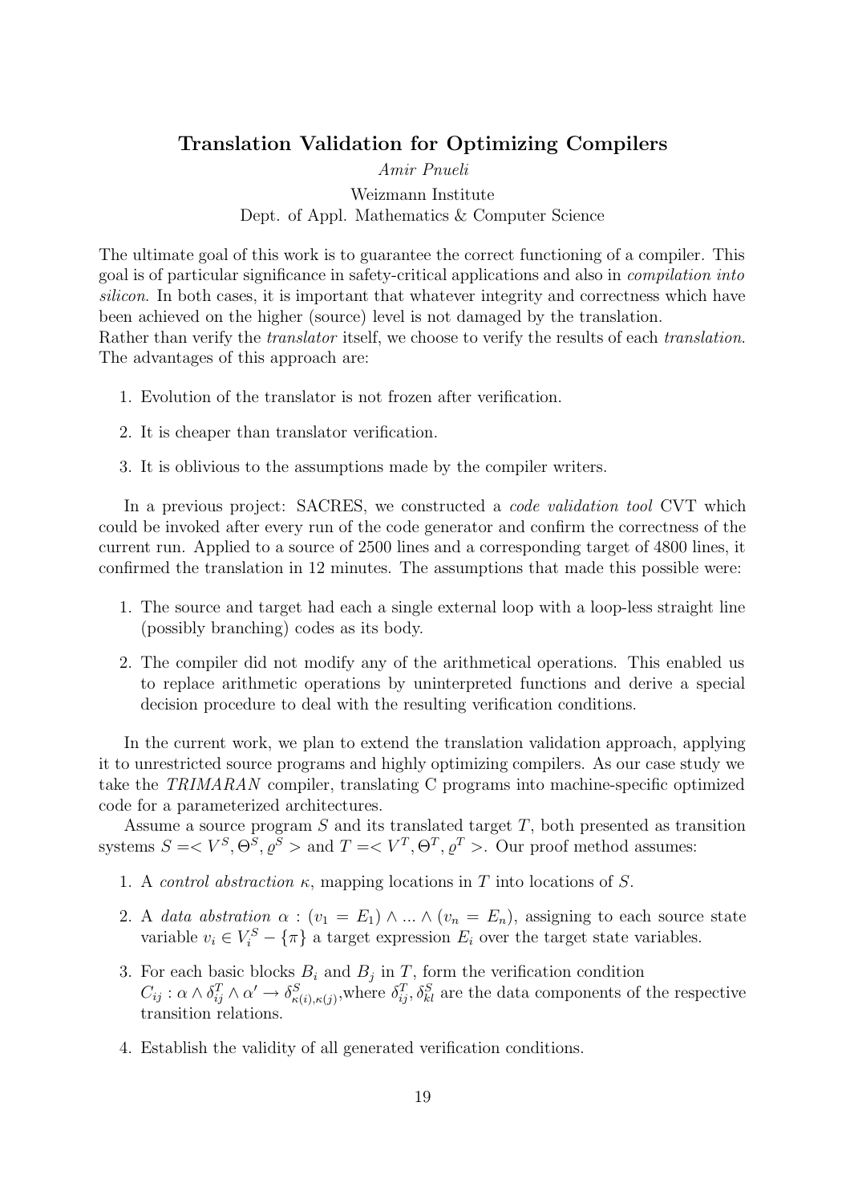## Translation Validation for Optimizing Compilers

*Amir Pnueli*

Weizmann Institute
Dept. of Appl. Mathematics & Computer Science

The ultimate goal of this work is to guarantee the correct functioning of a compiler. This goal is of particular significance in safety-critical applications and also in *compilation into silicon*. In both cases, it is important that whatever integrity and correctness which have been achieved on the higher (source) level is not damaged by the translation.
Rather than verify the *translator* itself, we choose to verify the results of each *translation*. The advantages of this approach are:

1. Evolution of the translator is not frozen after verification.
2. It is cheaper than translator verification.
3. It is oblivious to the assumptions made by the compiler writers.

In a previous project: SACRES, we constructed a *code validation tool* CVT which could be invoked after every run of the code generator and confirm the correctness of the current run. Applied to a source of 2500 lines and a corresponding target of 4800 lines, it confirmed the translation in 12 minutes. The assumptions that made this possible were:

1. The source and target had each a single external loop with a loop-less straight line (possibly branching) codes as its body.
2. The compiler did not modify any of the arithmetical operations. This enabled us to replace arithmetic operations by uninterpreted functions and derive a special decision procedure to deal with the resulting verification conditions.

In the current work, we plan to extend the translation validation approach, applying it to unrestricted source programs and highly optimizing compilers. As our case study we take the *TRIMARAN* compiler, translating C programs into machine-specific optimized code for a parameterized architectures.

Assume a source program $S$ and its translated target $T$, both presented as transition systems $S = < V^S, \Theta^S, \varrho^S >$ and $T = < V^T, \Theta^T, \varrho^T >$. Our proof method assumes:

1. A *control abstraction* $\kappa$, mapping locations in $T$ into locations of $S$.
2. A *data abstration* $\alpha : (v_1 = E_1) \wedge ... \wedge (v_n = E_n)$, assigning to each source state variable $v_i \in V_i^S - \{\pi\}$ a target expression $E_i$ over the target state variables.
3. For each basic blocks $B_i$ and $B_j$ in $T$, form the verification condition $C_{ij} : \alpha \wedge \delta_{ij}^T \wedge \alpha' \rightarrow \delta_{\kappa(i),\kappa(j)}^S$,where $\delta_{ij}^T$, $\delta_{kl}^S$ are the data components of the respective transition relations.
4. Establish the validity of all generated verification conditions.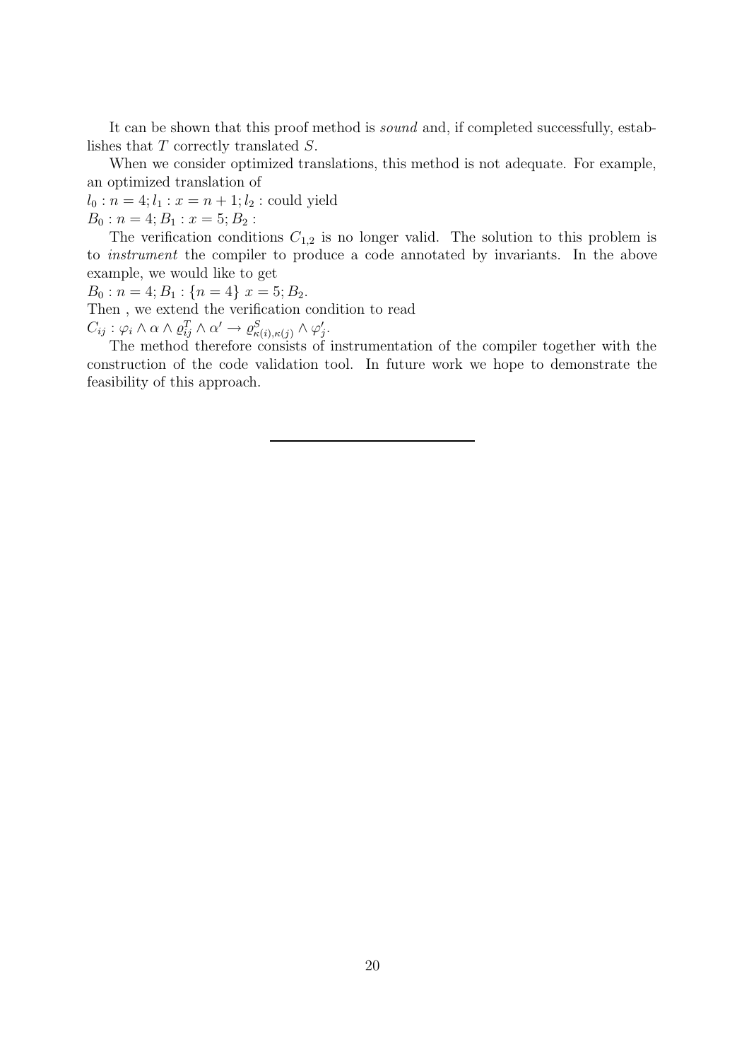It can be shown that this proof method is *sound* and, if completed successfully, establishes that $T$ correctly translated $S$.

When we consider optimized translations, this method is not adequate. For example, an optimized translation of

$l_0 : n = 4; l_1 : x = n + 1; l_2 :$ could yield

$B_0 : n = 4; B_1 : x = 5; B_2 :$

The verification conditions $C_{1,2}$ is no longer valid. The solution to this problem is to *instrument* the compiler to produce a code annotated by invariants. In the above example, we would like to get

$B_0 : n = 4; B_1 : \{n = 4\}\ x = 5; B_2.$

Then , we extend the verification condition to read

$C_{ij} : \varphi_i \wedge \alpha \wedge \varrho^T_{ij} \wedge \alpha' \rightarrow \varrho^S_{\kappa(i),\kappa(j)} \wedge \varphi'_j.$

The method therefore consists of instrumentation of the compiler together with the construction of the code validation tool. In future work we hope to demonstrate the feasibility of this approach.

---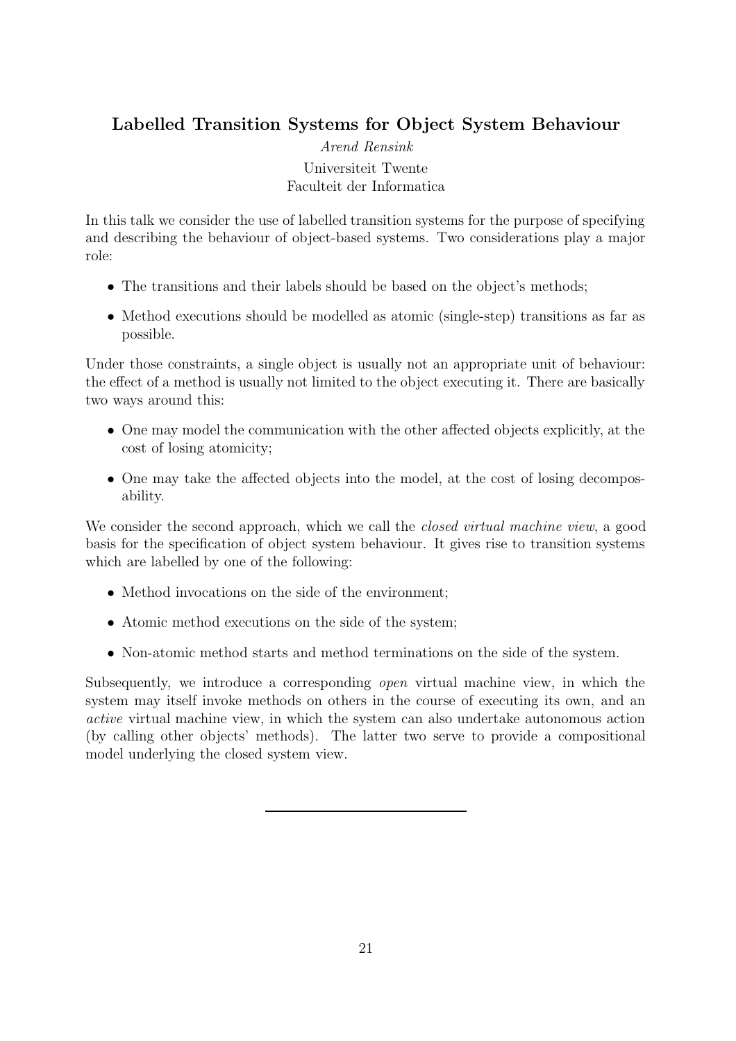## Labelled Transition Systems for Object System Behaviour

*Arend Rensink*

Universiteit Twente
Faculteit der Informatica

In this talk we consider the use of labelled transition systems for the purpose of specifying and describing the behaviour of object-based systems. Two considerations play a major role:

- The transitions and their labels should be based on the object's methods;
- Method executions should be modelled as atomic (single-step) transitions as far as possible.

Under those constraints, a single object is usually not an appropriate unit of behaviour: the effect of a method is usually not limited to the object executing it. There are basically two ways around this:

- One may model the communication with the other affected objects explicitly, at the cost of losing atomicity;
- One may take the affected objects into the model, at the cost of losing decomposability.

We consider the second approach, which we call the *closed virtual machine view*, a good basis for the specification of object system behaviour. It gives rise to transition systems which are labelled by one of the following:

- Method invocations on the side of the environment;
- Atomic method executions on the side of the system;
- Non-atomic method starts and method terminations on the side of the system.

Subsequently, we introduce a corresponding *open* virtual machine view, in which the system may itself invoke methods on others in the course of executing its own, and an *active* virtual machine view, in which the system can also undertake autonomous action (by calling other objects' methods). The latter two serve to provide a compositional model underlying the closed system view.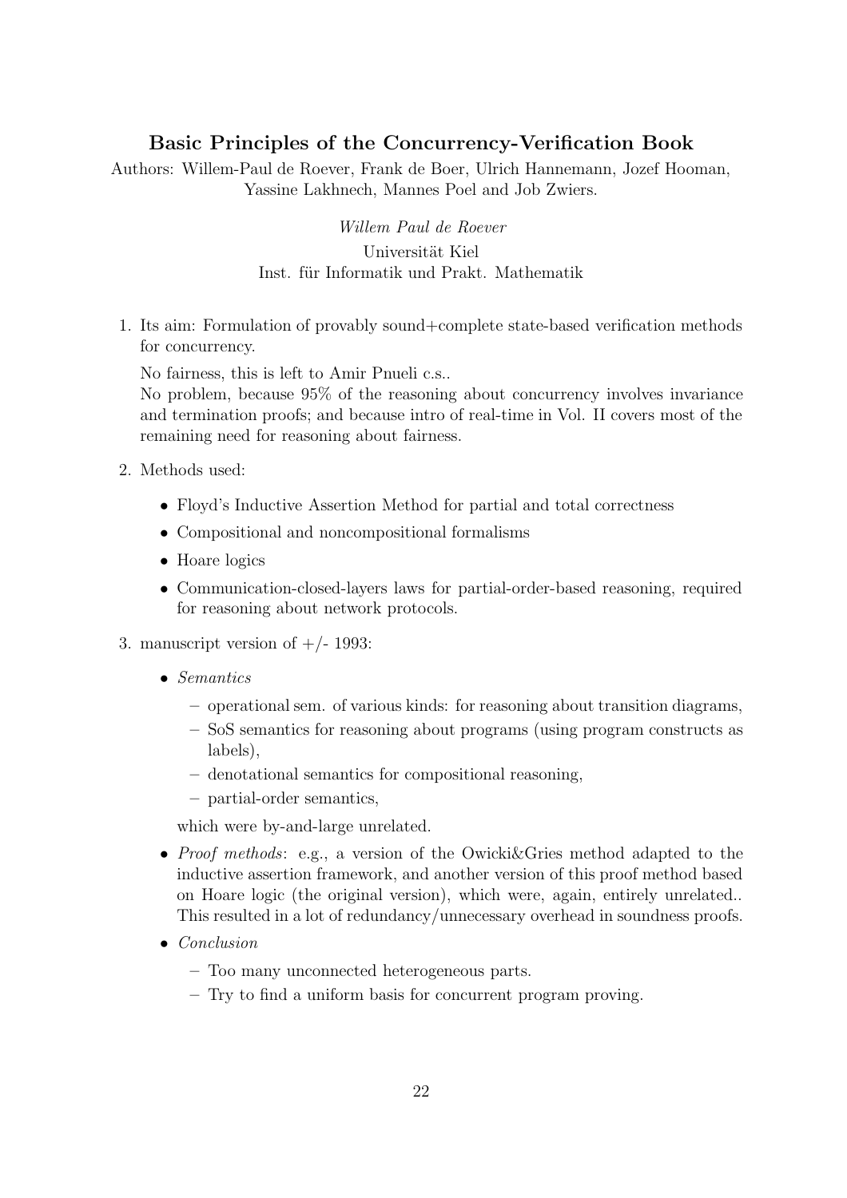## Basic Principles of the Concurrency-Verification Book

Authors: Willem-Paul de Roever, Frank de Boer, Ulrich Hannemann, Jozef Hooman, Yassine Lakhnech, Mannes Poel and Job Zwiers.

*Willem Paul de Roever*
Universität Kiel
Inst. für Informatik und Prakt. Mathematik

1. Its aim: Formulation of provably sound+complete state-based verification methods for concurrency.

   No fairness, this is left to Amir Pnueli c.s..
   No problem, because 95% of the reasoning about concurrency involves invariance and termination proofs; and because intro of real-time in Vol. II covers most of the remaining need for reasoning about fairness.

2. Methods used:

   - Floyd's Inductive Assertion Method for partial and total correctness
   - Compositional and noncompositional formalisms
   - Hoare logics
   - Communication-closed-layers laws for partial-order-based reasoning, required for reasoning about network protocols.

3. manuscript version of +/- 1993:

   - *Semantics*
     - operational sem. of various kinds: for reasoning about transition diagrams,
     - SoS semantics for reasoning about programs (using program constructs as labels),
     - denotational semantics for compositional reasoning,
     - partial-order semantics,

     which were by-and-large unrelated.
   - *Proof methods*: e.g., a version of the Owicki&Gries method adapted to the inductive assertion framework, and another version of this proof method based on Hoare logic (the original version), which were, again, entirely unrelated.. This resulted in a lot of redundancy/unnecessary overhead in soundness proofs.
   - *Conclusion*
     - Too many unconnected heterogeneous parts.
     - Try to find a uniform basis for concurrent program proving.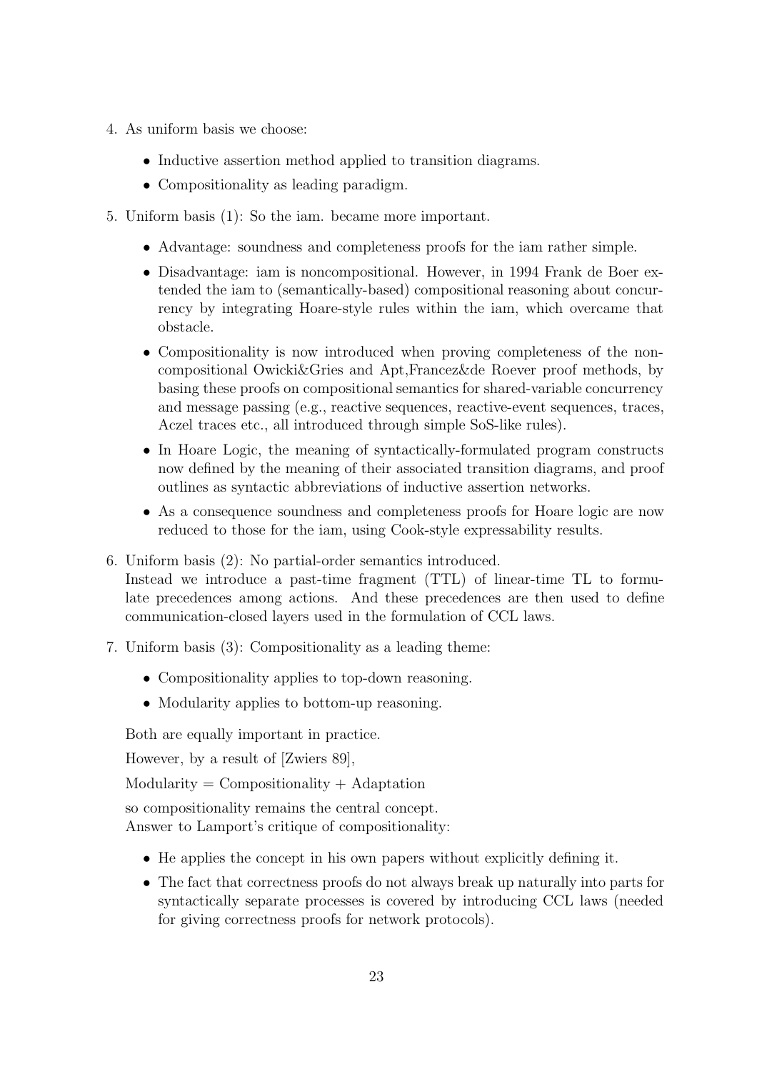4. As uniform basis we choose:

   - Inductive assertion method applied to transition diagrams.
   - Compositionality as leading paradigm.

5. Uniform basis (1): So the iam. became more important.

   - Advantage: soundness and completeness proofs for the iam rather simple.
   - Disadvantage: iam is noncompositional. However, in 1994 Frank de Boer extended the iam to (semantically-based) compositional reasoning about concurrency by integrating Hoare-style rules within the iam, which overcame that obstacle.
   - Compositionality is now introduced when proving completeness of the non-compositional Owicki&Gries and Apt,Francez&de Roever proof methods, by basing these proofs on compositional semantics for shared-variable concurrency and message passing (e.g., reactive sequences, reactive-event sequences, traces, Aczel traces etc., all introduced through simple SoS-like rules).
   - In Hoare Logic, the meaning of syntactically-formulated program constructs now defined by the meaning of their associated transition diagrams, and proof outlines as syntactic abbreviations of inductive assertion networks.
   - As a consequence soundness and completeness proofs for Hoare logic are now reduced to those for the iam, using Cook-style expressability results.

6. Uniform basis (2): No partial-order semantics introduced.
   Instead we introduce a past-time fragment (TTL) of linear-time TL to formulate precedences among actions. And these precedences are then used to define communication-closed layers used in the formulation of CCL laws.

7. Uniform basis (3): Compositionality as a leading theme:

   - Compositionality applies to top-down reasoning.
   - Modularity applies to bottom-up reasoning.

   Both are equally important in practice.

   However, by a result of [Zwiers 89],

   Modularity = Compositionality + Adaptation

   so compositionality remains the central concept.
   Answer to Lamport's critique of compositionality:

   - He applies the concept in his own papers without explicitly defining it.
   - The fact that correctness proofs do not always break up naturally into parts for syntactically separate processes is covered by introducing CCL laws (needed for giving correctness proofs for network protocols).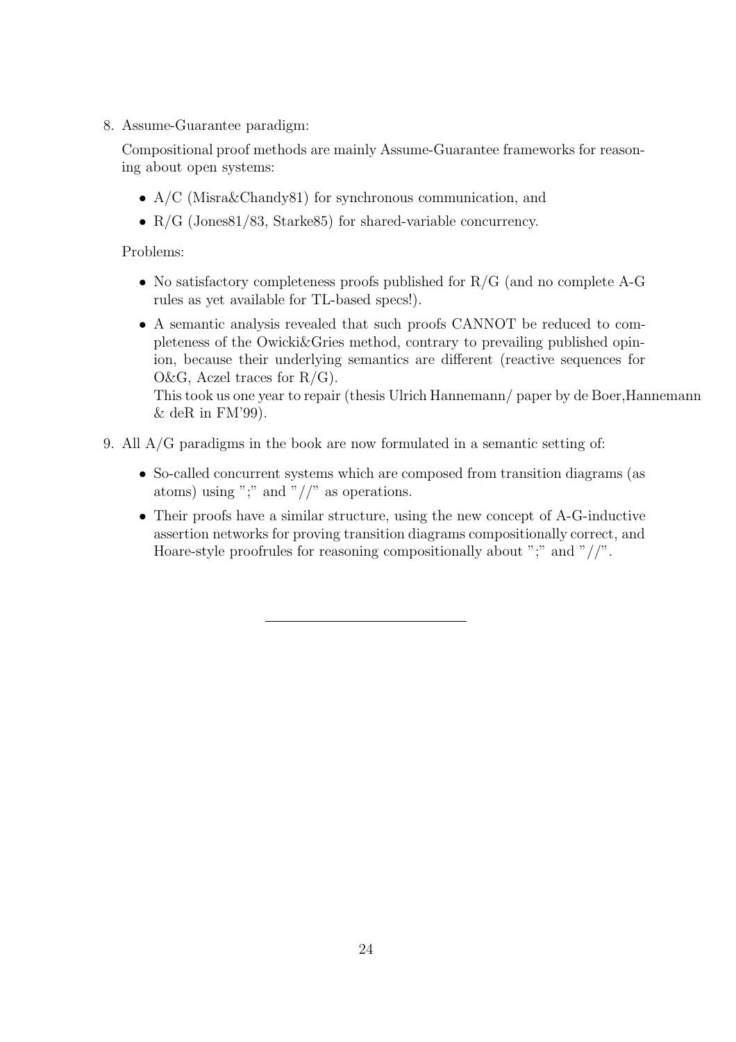8. Assume-Guarantee paradigm:

   Compositional proof methods are mainly Assume-Guarantee frameworks for reasoning about open systems:

   - A/C (Misra&Chandy81) for synchronous communication, and
   - R/G (Jones81/83, Starke85) for shared-variable concurrency.

   Problems:

   - No satisfactory completeness proofs published for R/G (and no complete A-G rules as yet available for TL-based specs!).
   - A semantic analysis revealed that such proofs CANNOT be reduced to completeness of the Owicki&Gries method, contrary to prevailing published opinion, because their underlying semantics are different (reactive sequences for O&G, Aczel traces for R/G).
     This took us one year to repair (thesis Ulrich Hannemann/ paper by de Boer,Hannemann & deR in FM'99).

9. All A/G paradigms in the book are now formulated in a semantic setting of:

   - So-called concurrent systems which are composed from transition diagrams (as atoms) using ";" and "//" as operations.
   - Their proofs have a similar structure, using the new concept of A-G-inductive assertion networks for proving transition diagrams compositionally correct, and Hoare-style proofrules for reasoning compositionally about ";" and "//".

---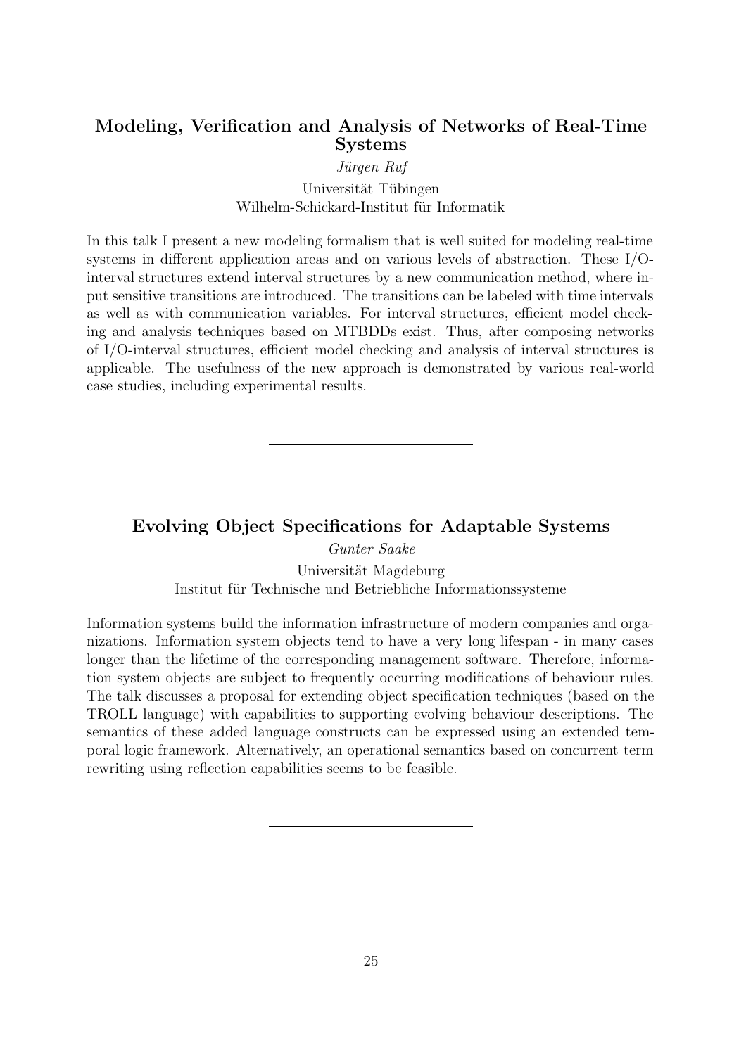## Modeling, Verification and Analysis of Networks of Real-Time Systems

*Jürgen Ruf*

Universität Tübingen
Wilhelm-Schickard-Institut für Informatik

In this talk I present a new modeling formalism that is well suited for modeling real-time systems in different application areas and on various levels of abstraction. These I/O-interval structures extend interval structures by a new communication method, where input sensitive transitions are introduced. The transitions can be labeled with time intervals as well as with communication variables. For interval structures, efficient model checking and analysis techniques based on MTBDDs exist. Thus, after composing networks of I/O-interval structures, efficient model checking and analysis of interval structures is applicable. The usefulness of the new approach is demonstrated by various real-world case studies, including experimental results.

---

## Evolving Object Specifications for Adaptable Systems

*Gunter Saake*

Universität Magdeburg
Institut für Technische und Betriebliche Informationssysteme

Information systems build the information infrastructure of modern companies and organizations. Information system objects tend to have a very long lifespan - in many cases longer than the lifetime of the corresponding management software. Therefore, information system objects are subject to frequently occurring modifications of behaviour rules. The talk discusses a proposal for extending object specification techniques (based on the TROLL language) with capabilities to supporting evolving behaviour descriptions. The semantics of these added language constructs can be expressed using an extended temporal logic framework. Alternatively, an operational semantics based on concurrent term rewriting using reflection capabilities seems to be feasible.

---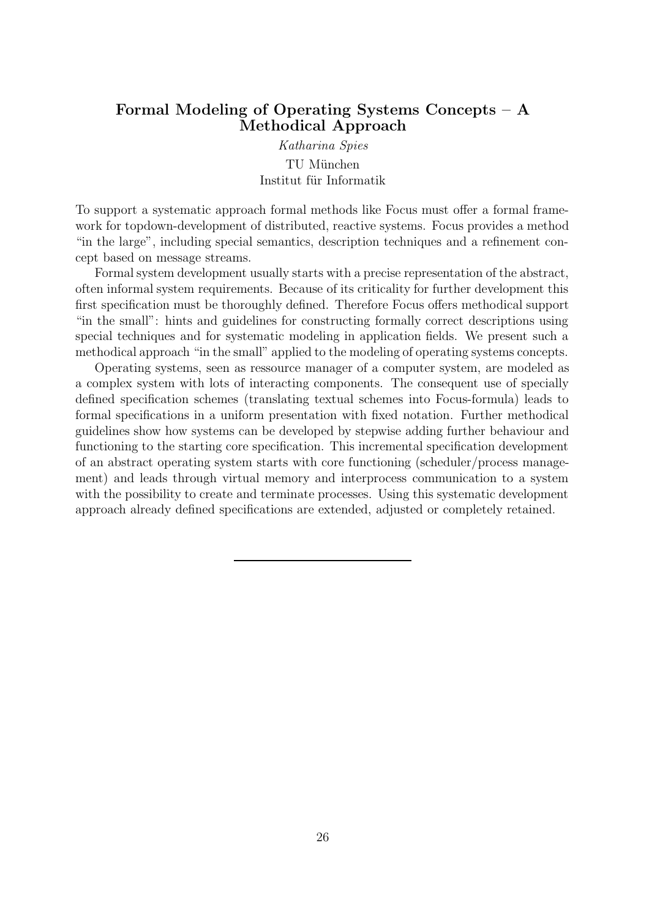## Formal Modeling of Operating Systems Concepts – A Methodical Approach

*Katharina Spies*

TU München
Institut für Informatik

To support a systematic approach formal methods like Focus must offer a formal framework for topdown-development of distributed, reactive systems. Focus provides a method "in the large", including special semantics, description techniques and a refinement concept based on message streams.

Formal system development usually starts with a precise representation of the abstract, often informal system requirements. Because of its criticality for further development this first specification must be thoroughly defined. Therefore Focus offers methodical support "in the small": hints and guidelines for constructing formally correct descriptions using special techniques and for systematic modeling in application fields. We present such a methodical approach "in the small" applied to the modeling of operating systems concepts.

Operating systems, seen as ressource manager of a computer system, are modeled as a complex system with lots of interacting components. The consequent use of specially defined specification schemes (translating textual schemes into Focus-formula) leads to formal specifications in a uniform presentation with fixed notation. Further methodical guidelines show how systems can be developed by stepwise adding further behaviour and functioning to the starting core specification. This incremental specification development of an abstract operating system starts with core functioning (scheduler/process management) and leads through virtual memory and interprocess communication to a system with the possibility to create and terminate processes. Using this systematic development approach already defined specifications are extended, adjusted or completely retained.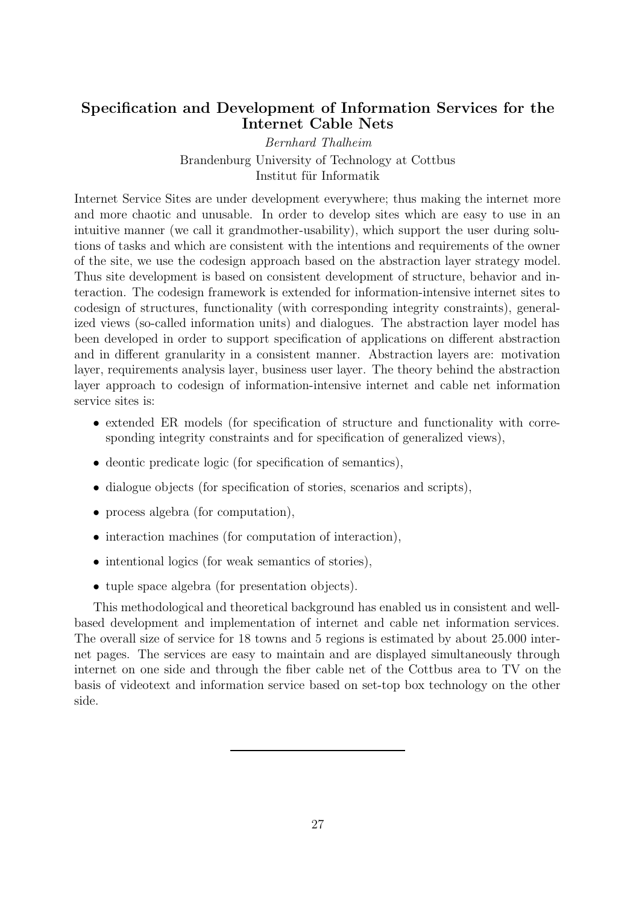## Specification and Development of Information Services for the Internet Cable Nets

*Bernhard Thalheim*

Brandenburg University of Technology at Cottbus
Institut für Informatik

Internet Service Sites are under development everywhere; thus making the internet more and more chaotic and unusable. In order to develop sites which are easy to use in an intuitive manner (we call it grandmother-usability), which support the user during solutions of tasks and which are consistent with the intentions and requirements of the owner of the site, we use the codesign approach based on the abstraction layer strategy model. Thus site development is based on consistent development of structure, behavior and interaction. The codesign framework is extended for information-intensive internet sites to codesign of structures, functionality (with corresponding integrity constraints), generalized views (so-called information units) and dialogues. The abstraction layer model has been developed in order to support specification of applications on different abstraction and in different granularity in a consistent manner. Abstraction layers are: motivation layer, requirements analysis layer, business user layer. The theory behind the abstraction layer approach to codesign of information-intensive internet and cable net information service sites is:

- extended ER models (for specification of structure and functionality with corresponding integrity constraints and for specification of generalized views),
- deontic predicate logic (for specification of semantics),
- dialogue objects (for specification of stories, scenarios and scripts),
- process algebra (for computation),
- interaction machines (for computation of interaction),
- intentional logics (for weak semantics of stories),
- tuple space algebra (for presentation objects).

This methodological and theoretical background has enabled us in consistent and well-based development and implementation of internet and cable net information services. The overall size of service for 18 towns and 5 regions is estimated by about 25.000 internet pages. The services are easy to maintain and are displayed simultaneously through internet on one side and through the fiber cable net of the Cottbus area to TV on the basis of videotext and information service based on set-top box technology on the other side.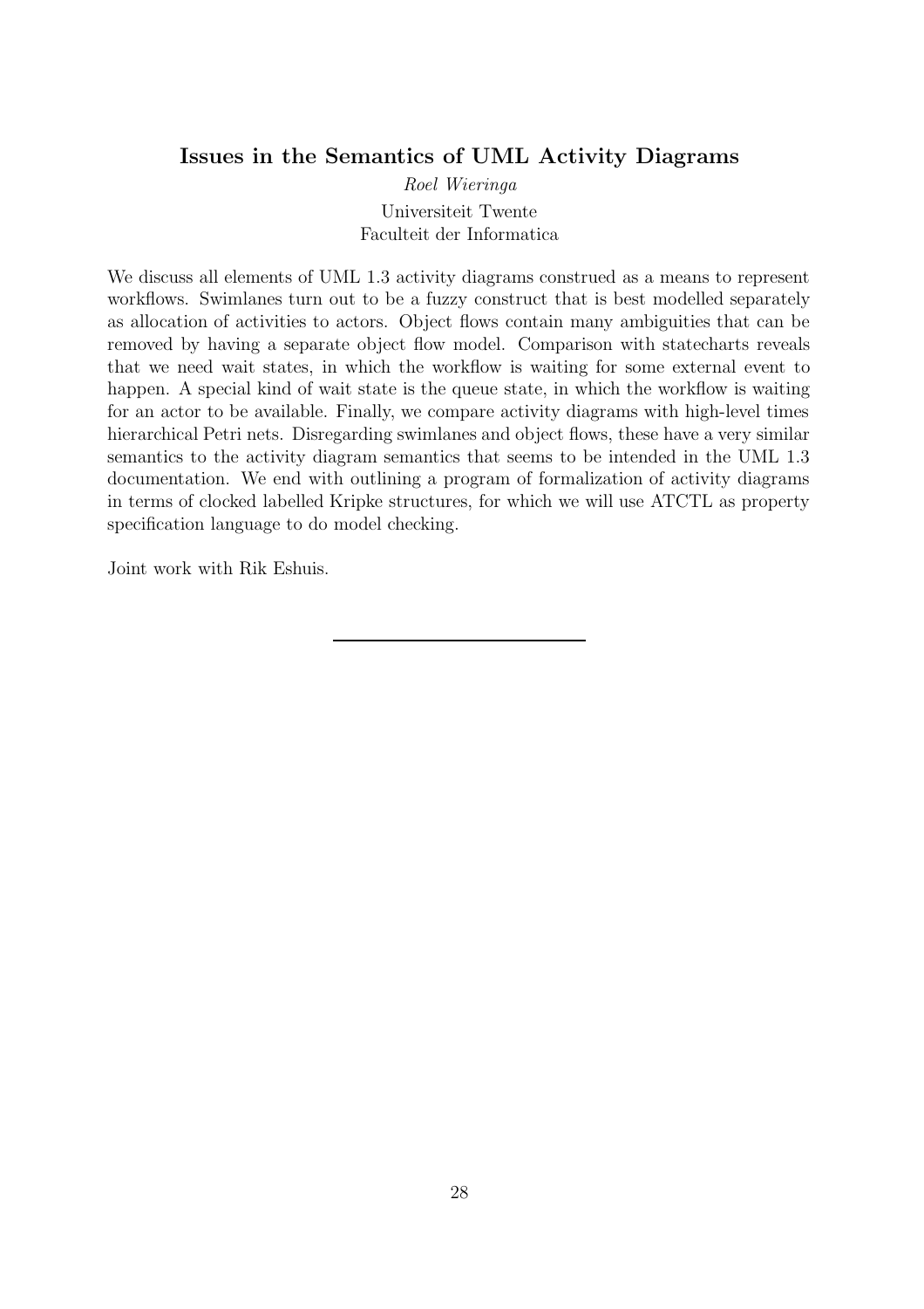### Issues in the Semantics of UML Activity Diagrams

*Roel Wieringa*
Universiteit Twente
Faculteit der Informatica

We discuss all elements of UML 1.3 activity diagrams construed as a means to represent workflows. Swimlanes turn out to be a fuzzy construct that is best modelled separately as allocation of activities to actors. Object flows contain many ambiguities that can be removed by having a separate object flow model. Comparison with statecharts reveals that we need wait states, in which the workflow is waiting for some external event to happen. A special kind of wait state is the queue state, in which the workflow is waiting for an actor to be available. Finally, we compare activity diagrams with high-level times hierarchical Petri nets. Disregarding swimlanes and object flows, these have a very similar semantics to the activity diagram semantics that seems to be intended in the UML 1.3 documentation. We end with outlining a program of formalization of activity diagrams in terms of clocked labelled Kripke structures, for which we will use ATCTL as property specification language to do model checking.

Joint work with Rik Eshuis.